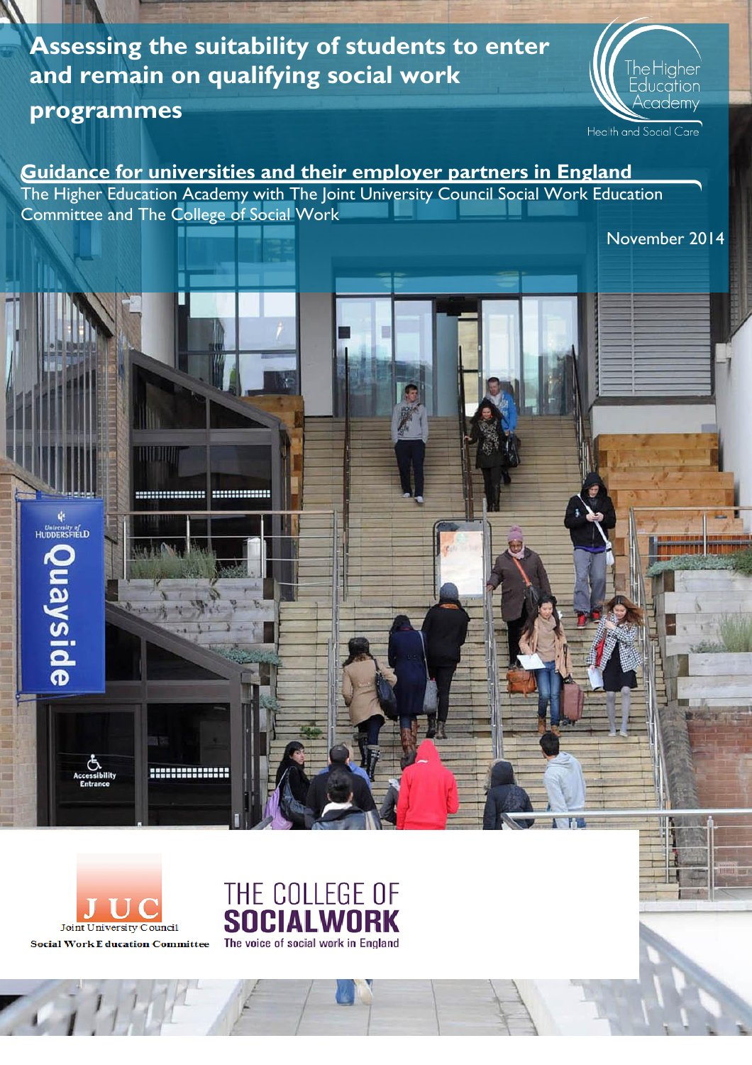# Assessing the suitability of students to enter and remain on qualifying social work programmes

The Higher Education Academy
Health and Social Care

## Guidance for universities and their employer partners in England

The Higher Education Academy with The Joint University Council Social Work Education Committee and The College of Social Work

November 2014

JUC
Joint University Council
Social Work Education Committee

THE COLLEGE OF SOCIALWORK
The voice of social work in England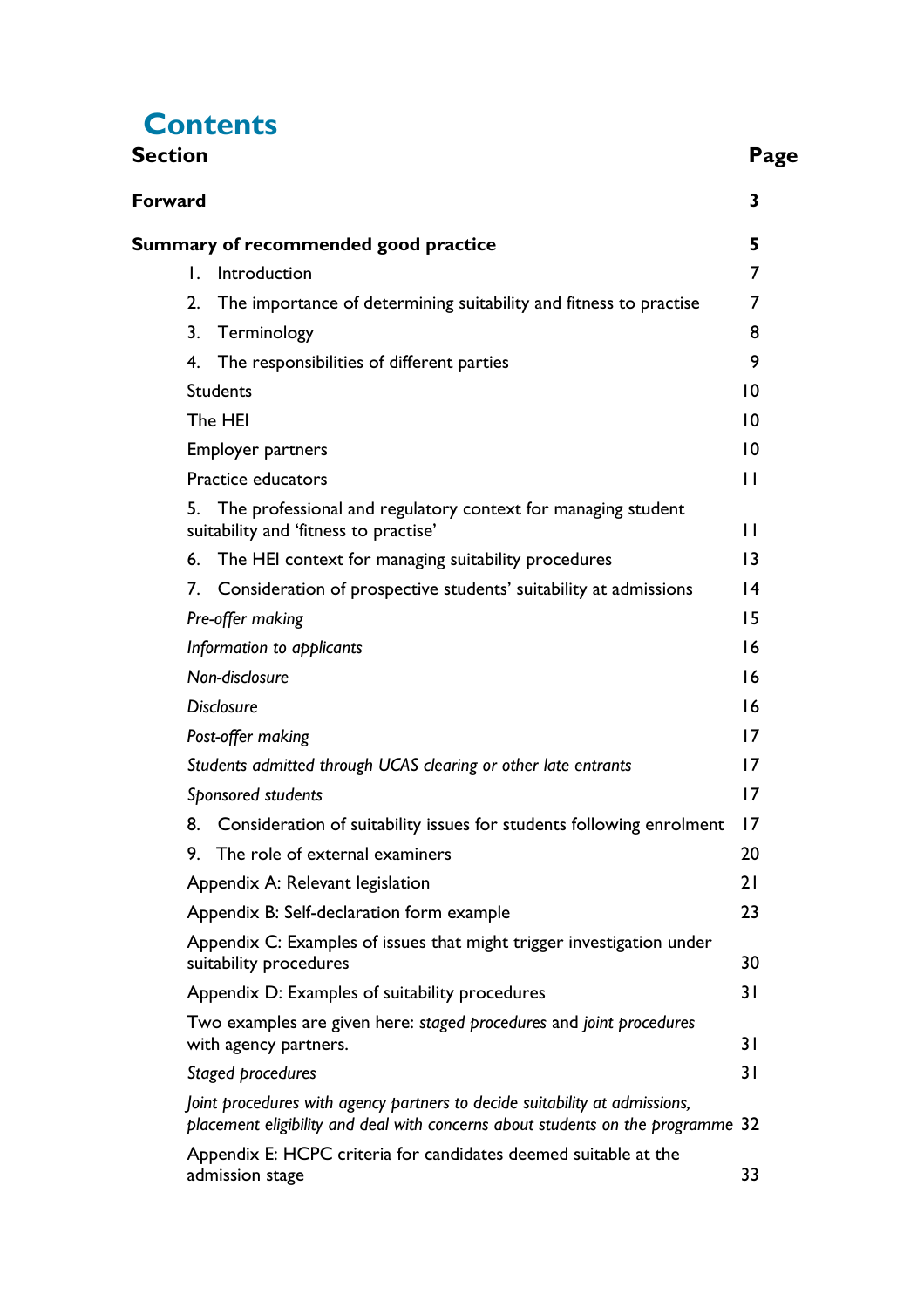# Contents

| Section | Page |
|---|---|
| **Forward** | **3** |
| **Summary of recommended good practice** | **5** |
| 1. Introduction | 7 |
| 2. The importance of determining suitability and fitness to practise | 7 |
| 3. Terminology | 8 |
| 4. The responsibilities of different parties | 9 |
| Students | 10 |
| The HEI | 10 |
| Employer partners | 10 |
| Practice educators | 11 |
| 5. The professional and regulatory context for managing student suitability and 'fitness to practise' | 11 |
| 6. The HEI context for managing suitability procedures | 13 |
| 7. Consideration of prospective students' suitability at admissions | 14 |
| *Pre-offer making* | 15 |
| *Information to applicants* | 16 |
| *Non-disclosure* | 16 |
| *Disclosure* | 16 |
| *Post-offer making* | 17 |
| *Students admitted through UCAS clearing or other late entrants* | 17 |
| *Sponsored students* | 17 |
| 8. Consideration of suitability issues for students following enrolment | 17 |
| 9. The role of external examiners | 20 |
| Appendix A: Relevant legislation | 21 |
| Appendix B: Self-declaration form example | 23 |
| Appendix C: Examples of issues that might trigger investigation under suitability procedures | 30 |
| Appendix D: Examples of suitability procedures | 31 |
| Two examples are given here: *staged procedures* and *joint procedures* with agency partners. | 31 |
| *Staged procedures* | 31 |
| *Joint procedures with agency partners to decide suitability at admissions, placement eligibility and deal with concerns about students on the programme* | 32 |
| Appendix E: HCPC criteria for candidates deemed suitable at the admission stage | 33 |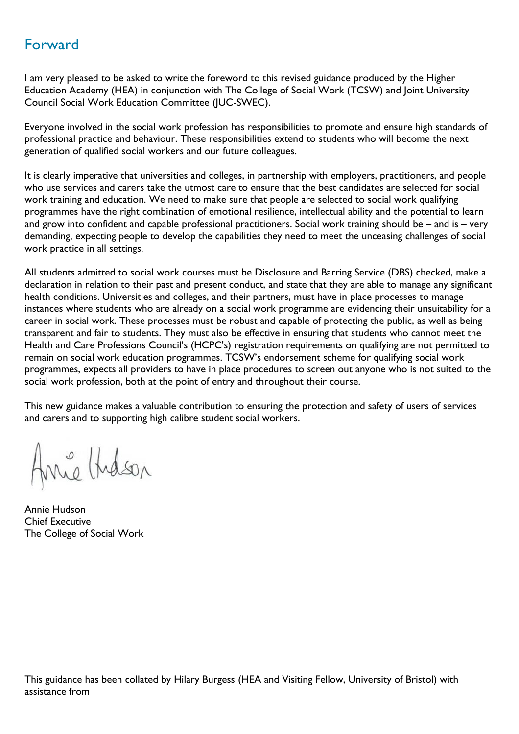# Forward

I am very pleased to be asked to write the foreword to this revised guidance produced by the Higher Education Academy (HEA) in conjunction with The College of Social Work (TCSW) and Joint University Council Social Work Education Committee (JUC-SWEC).

Everyone involved in the social work profession has responsibilities to promote and ensure high standards of professional practice and behaviour. These responsibilities extend to students who will become the next generation of qualified social workers and our future colleagues.

It is clearly imperative that universities and colleges, in partnership with employers, practitioners, and people who use services and carers take the utmost care to ensure that the best candidates are selected for social work training and education. We need to make sure that people are selected to social work qualifying programmes have the right combination of emotional resilience, intellectual ability and the potential to learn and grow into confident and capable professional practitioners. Social work training should be – and is – very demanding, expecting people to develop the capabilities they need to meet the unceasing challenges of social work practice in all settings.

All students admitted to social work courses must be Disclosure and Barring Service (DBS) checked, make a declaration in relation to their past and present conduct, and state that they are able to manage any significant health conditions. Universities and colleges, and their partners, must have in place processes to manage instances where students who are already on a social work programme are evidencing their unsuitability for a career in social work. These processes must be robust and capable of protecting the public, as well as being transparent and fair to students. They must also be effective in ensuring that students who cannot meet the Health and Care Professions Council's (HCPC's) registration requirements on qualifying are not permitted to remain on social work education programmes. TCSW's endorsement scheme for qualifying social work programmes, expects all providers to have in place procedures to screen out anyone who is not suited to the social work profession, both at the point of entry and throughout their course.

This new guidance makes a valuable contribution to ensuring the protection and safety of users of services and carers and to supporting high calibre student social workers.

Annie Hudson
Chief Executive
The College of Social Work

This guidance has been collated by Hilary Burgess (HEA and Visiting Fellow, University of Bristol) with assistance from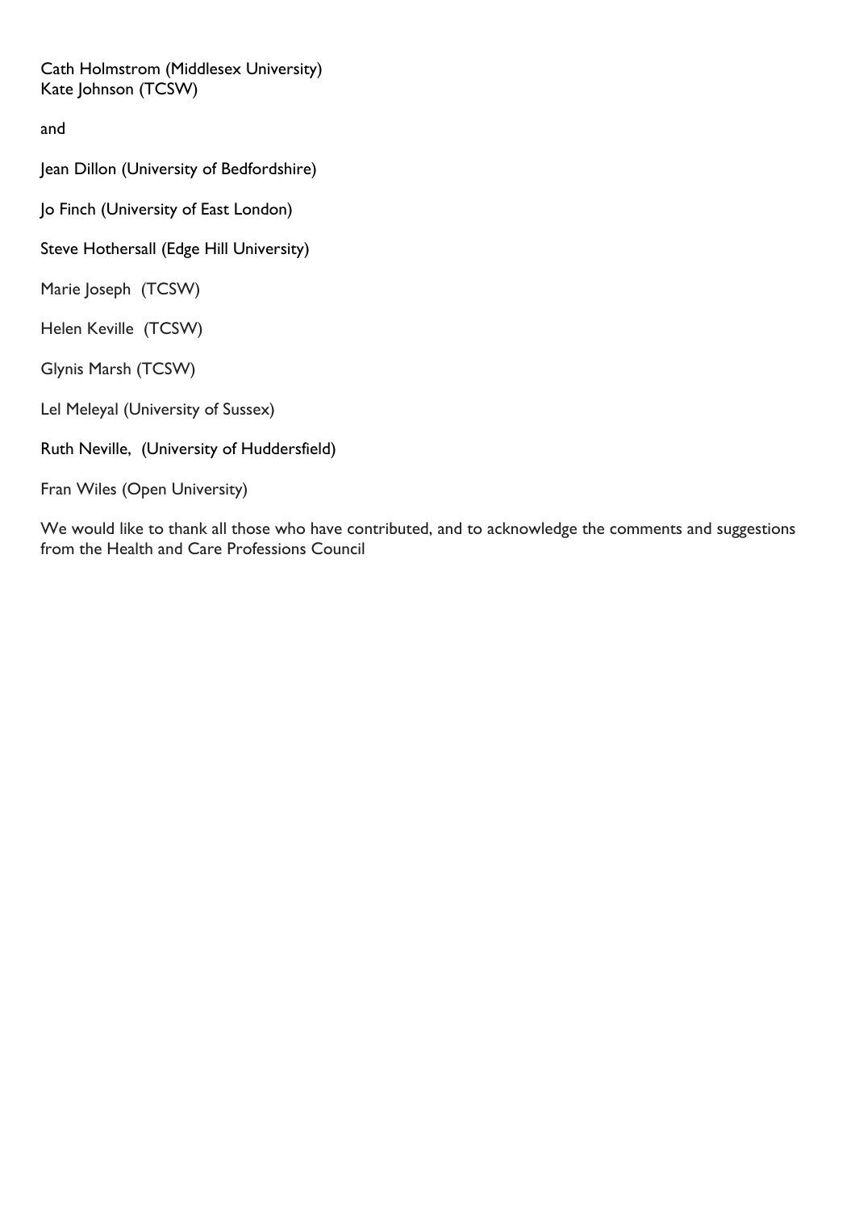Cath Holmstrom (Middlesex University)
Kate Johnson (TCSW)

and

Jean Dillon (University of Bedfordshire)

Jo Finch (University of East London)

Steve Hothersall (Edge Hill University)

Marie Joseph (TCSW)

Helen Keville (TCSW)

Glynis Marsh (TCSW)

Lel Meleyal (University of Sussex)

Ruth Neville, (University of Huddersfield)

Fran Wiles (Open University)

We would like to thank all those who have contributed, and to acknowledge the comments and suggestions from the Health and Care Professions Council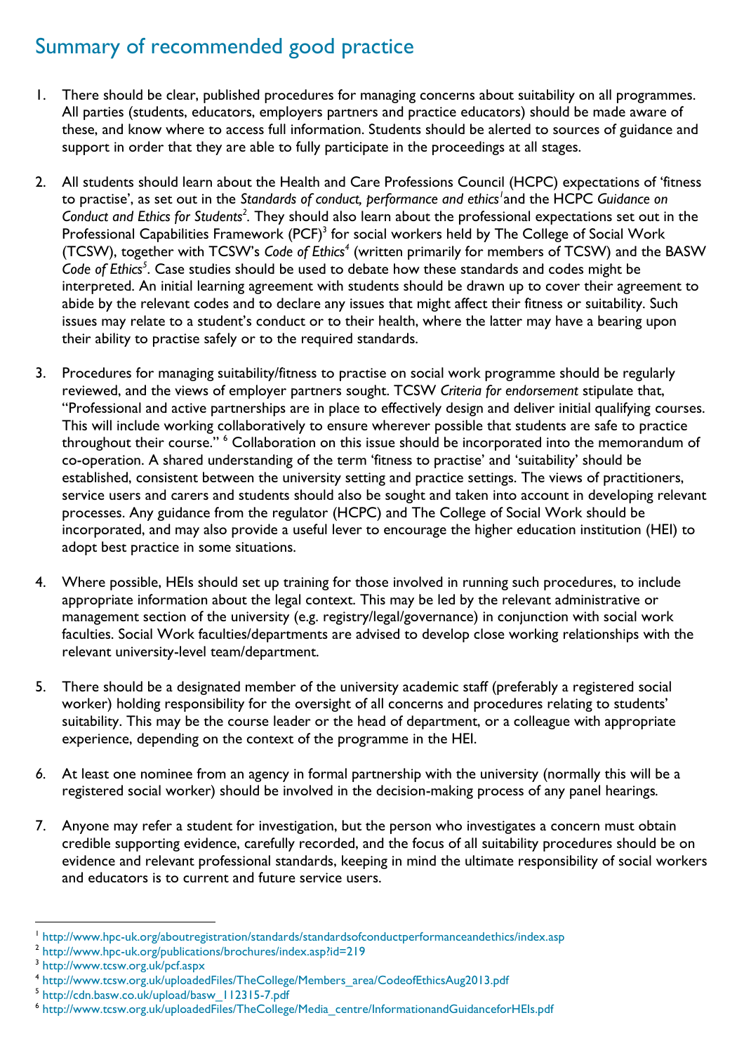## Summary of recommended good practice

1. There should be clear, published procedures for managing concerns about suitability on all programmes. All parties (students, educators, employers partners and practice educators) should be made aware of these, and know where to access full information. Students should be alerted to sources of guidance and support in order that they are able to fully participate in the proceedings at all stages.

2. All students should learn about the Health and Care Professions Council (HCPC) expectations of 'fitness to practise', as set out in the *Standards of conduct, performance and ethics*[1] and the HCPC *Guidance on Conduct and Ethics for Students*[2]. They should also learn about the professional expectations set out in the Professional Capabilities Framework (PCF)[3] for social workers held by The College of Social Work (TCSW), together with TCSW's *Code of Ethics*[4] (written primarily for members of TCSW) and the BASW *Code of Ethics*[5]. Case studies should be used to debate how these standards and codes might be interpreted. An initial learning agreement with students should be drawn up to cover their agreement to abide by the relevant codes and to declare any issues that might affect their fitness or suitability. Such issues may relate to a student's conduct or to their health, where the latter may have a bearing upon their ability to practise safely or to the required standards.

3. Procedures for managing suitability/fitness to practise on social work programme should be regularly reviewed, and the views of employer partners sought. TCSW *Criteria for endorsement* stipulate that, "Professional and active partnerships are in place to effectively design and deliver initial qualifying courses. This will include working collaboratively to ensure wherever possible that students are safe to practice throughout their course." [6] Collaboration on this issue should be incorporated into the memorandum of co-operation. A shared understanding of the term 'fitness to practise' and 'suitability' should be established, consistent between the university setting and practice settings. The views of practitioners, service users and carers and students should also be sought and taken into account in developing relevant processes. Any guidance from the regulator (HCPC) and The College of Social Work should be incorporated, and may also provide a useful lever to encourage the higher education institution (HEI) to adopt best practice in some situations.

4. Where possible, HEIs should set up training for those involved in running such procedures, to include appropriate information about the legal context. This may be led by the relevant administrative or management section of the university (e.g. registry/legal/governance) in conjunction with social work faculties. Social Work faculties/departments are advised to develop close working relationships with the relevant university-level team/department.

5. There should be a designated member of the university academic staff (preferably a registered social worker) holding responsibility for the oversight of all concerns and procedures relating to students' suitability. This may be the course leader or the head of department, or a colleague with appropriate experience, depending on the context of the programme in the HEI.

6. At least one nominee from an agency in formal partnership with the university (normally this will be a registered social worker) should be involved in the decision-making process of any panel hearings.

7. Anyone may refer a student for investigation, but the person who investigates a concern must obtain credible supporting evidence, carefully recorded, and the focus of all suitability procedures should be on evidence and relevant professional standards, keeping in mind the ultimate responsibility of social workers and educators is to current and future service users.

---

[1] http://www.hpc-uk.org/aboutregistration/standards/standardsofconductperformanceandethics/index.asp
[2] http://www.hpc-uk.org/publications/brochures/index.asp?id=219
[3] http://www.tcsw.org.uk/pcf.aspx
[4] http://www.tcsw.org.uk/uploadedFiles/TheCollege/Members_area/CodeofEthicsAug2013.pdf
[5] http://cdn.basw.co.uk/upload/basw_112315-7.pdf
[6] http://www.tcsw.org.uk/uploadedFiles/TheCollege/Media_centre/InformationandGuidanceforHEIs.pdf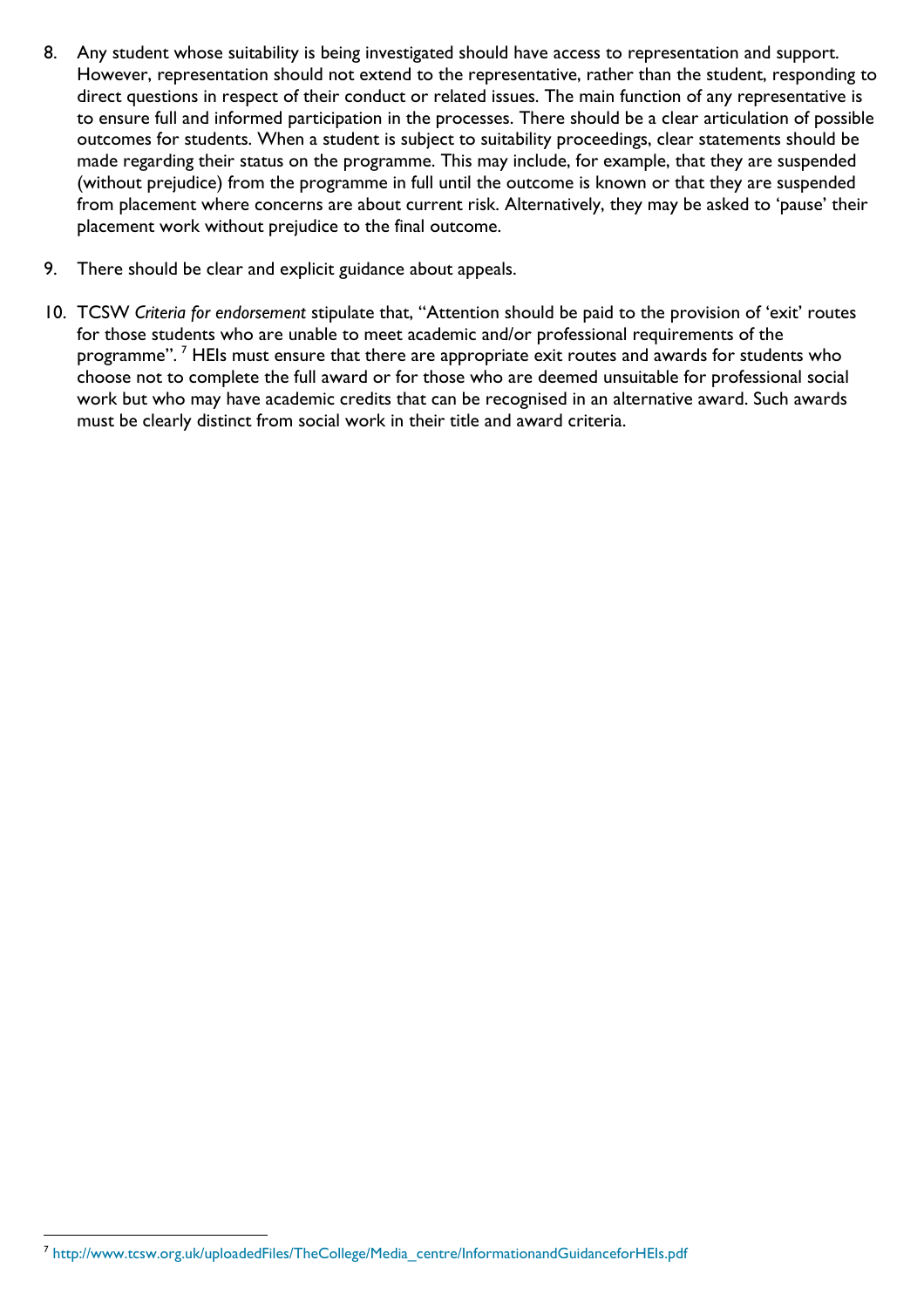8. Any student whose suitability is being investigated should have access to representation and support. However, representation should not extend to the representative, rather than the student, responding to direct questions in respect of their conduct or related issues. The main function of any representative is to ensure full and informed participation in the processes. There should be a clear articulation of possible outcomes for students. When a student is subject to suitability proceedings, clear statements should be made regarding their status on the programme. This may include, for example, that they are suspended (without prejudice) from the programme in full until the outcome is known or that they are suspended from placement where concerns are about current risk. Alternatively, they may be asked to 'pause' their placement work without prejudice to the final outcome.

9. There should be clear and explicit guidance about appeals.

10. TCSW *Criteria for endorsement* stipulate that, "Attention should be paid to the provision of 'exit' routes for those students who are unable to meet academic and/or professional requirements of the programme". [7] HEIs must ensure that there are appropriate exit routes and awards for students who choose not to complete the full award or for those who are deemed unsuitable for professional social work but who may have academic credits that can be recognised in an alternative award. Such awards must be clearly distinct from social work in their title and award criteria.

[7] http://www.tcsw.org.uk/uploadedFiles/TheCollege/Media_centre/InformationandGuidanceforHEIs.pdf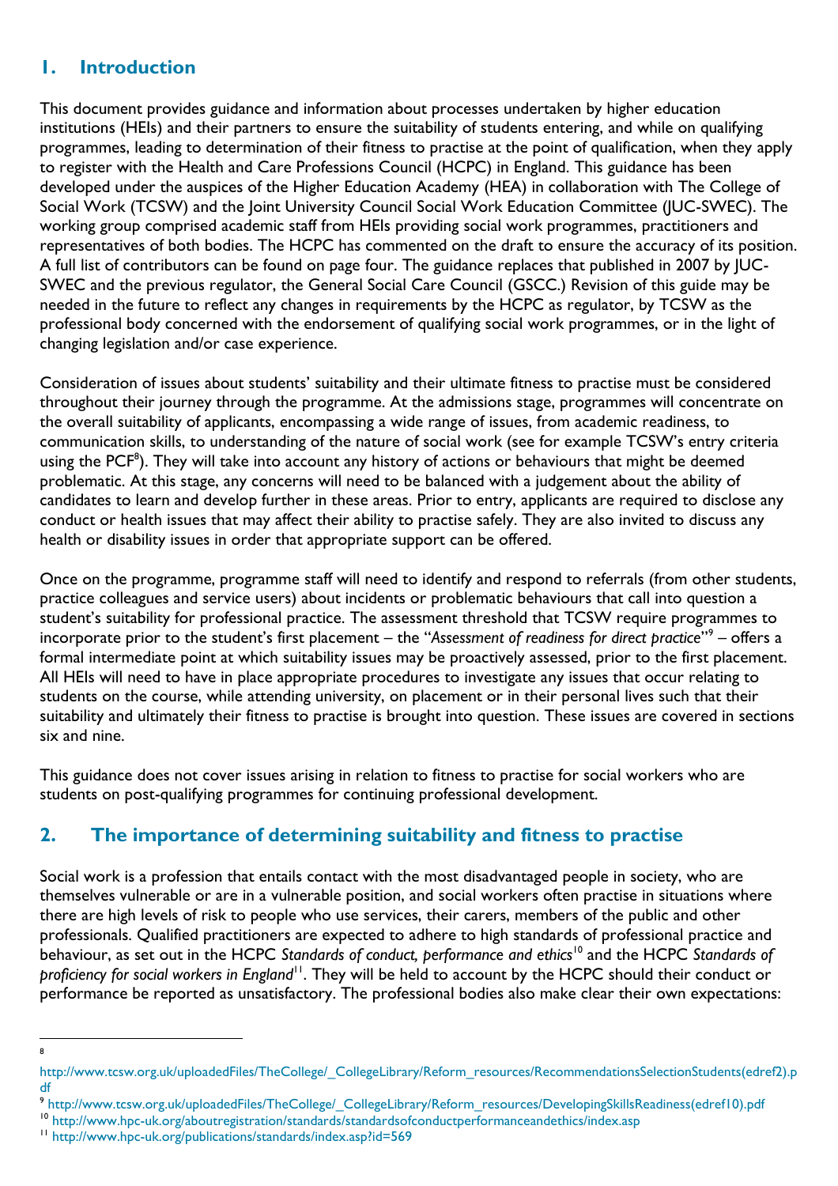## 1. Introduction

This document provides guidance and information about processes undertaken by higher education institutions (HEIs) and their partners to ensure the suitability of students entering, and while on qualifying programmes, leading to determination of their fitness to practise at the point of qualification, when they apply to register with the Health and Care Professions Council (HCPC) in England. This guidance has been developed under the auspices of the Higher Education Academy (HEA) in collaboration with The College of Social Work (TCSW) and the Joint University Council Social Work Education Committee (JUC-SWEC). The working group comprised academic staff from HEIs providing social work programmes, practitioners and representatives of both bodies. The HCPC has commented on the draft to ensure the accuracy of its position. A full list of contributors can be found on page four. The guidance replaces that published in 2007 by JUC-SWEC and the previous regulator, the General Social Care Council (GSCC.) Revision of this guide may be needed in the future to reflect any changes in requirements by the HCPC as regulator, by TCSW as the professional body concerned with the endorsement of qualifying social work programmes, or in the light of changing legislation and/or case experience.

Consideration of issues about students' suitability and their ultimate fitness to practise must be considered throughout their journey through the programme. At the admissions stage, programmes will concentrate on the overall suitability of applicants, encompassing a wide range of issues, from academic readiness, to communication skills, to understanding of the nature of social work (see for example TCSW's entry criteria using the PCF[8]). They will take into account any history of actions or behaviours that might be deemed problematic. At this stage, any concerns will need to be balanced with a judgement about the ability of candidates to learn and develop further in these areas. Prior to entry, applicants are required to disclose any conduct or health issues that may affect their ability to practise safely. They are also invited to discuss any health or disability issues in order that appropriate support can be offered.

Once on the programme, programme staff will need to identify and respond to referrals (from other students, practice colleagues and service users) about incidents or problematic behaviours that call into question a student's suitability for professional practice. The assessment threshold that TCSW require programmes to incorporate prior to the student's first placement – the "*Assessment of readiness for direct practice*"[9] – offers a formal intermediate point at which suitability issues may be proactively assessed, prior to the first placement. All HEIs will need to have in place appropriate procedures to investigate any issues that occur relating to students on the course, while attending university, on placement or in their personal lives such that their suitability and ultimately their fitness to practise is brought into question. These issues are covered in sections six and nine.

This guidance does not cover issues arising in relation to fitness to practise for social workers who are students on post-qualifying programmes for continuing professional development.

## 2. The importance of determining suitability and fitness to practise

Social work is a profession that entails contact with the most disadvantaged people in society, who are themselves vulnerable or are in a vulnerable position, and social workers often practise in situations where there are high levels of risk to people who use services, their carers, members of the public and other professionals. Qualified practitioners are expected to adhere to high standards of professional practice and behaviour, as set out in the HCPC *Standards of conduct, performance and ethics*[10] and the HCPC *Standards of proficiency for social workers in England*[11]. They will be held to account by the HCPC should their conduct or performance be reported as unsatisfactory. The professional bodies also make clear their own expectations:

---

[8] http://www.tcsw.org.uk/uploadedFiles/TheCollege/_CollegeLibrary/Reform_resources/RecommendationsSelectionStudents(edref2).pdf

[9] http://www.tcsw.org.uk/uploadedFiles/TheCollege/_CollegeLibrary/Reform_resources/DevelopingSkillsReadiness(edref10).pdf

[10] http://www.hpc-uk.org/aboutregistration/standards/standardsofconductperformanceandethics/index.asp

[11] http://www.hpc-uk.org/publications/standards/index.asp?id=569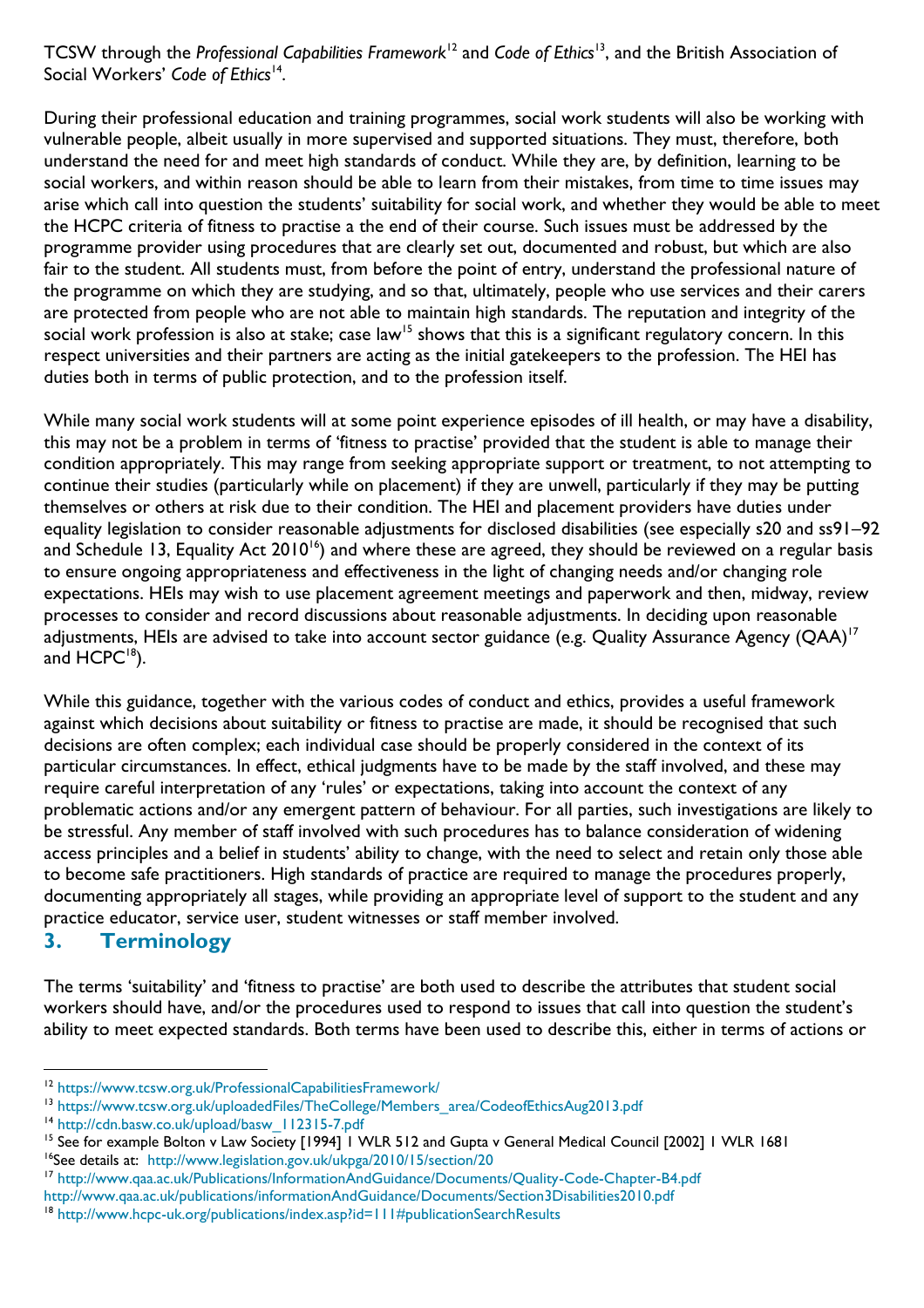TCSW through the *Professional Capabilities Framework*[12] and *Code of Ethics*[13], and the British Association of Social Workers' *Code of Ethics*[14].

During their professional education and training programmes, social work students will also be working with vulnerable people, albeit usually in more supervised and supported situations. They must, therefore, both understand the need for and meet high standards of conduct. While they are, by definition, learning to be social workers, and within reason should be able to learn from their mistakes, from time to time issues may arise which call into question the students' suitability for social work, and whether they would be able to meet the HCPC criteria of fitness to practise a the end of their course. Such issues must be addressed by the programme provider using procedures that are clearly set out, documented and robust, but which are also fair to the student. All students must, from before the point of entry, understand the professional nature of the programme on which they are studying, and so that, ultimately, people who use services and their carers are protected from people who are not able to maintain high standards. The reputation and integrity of the social work profession is also at stake; case law[15] shows that this is a significant regulatory concern. In this respect universities and their partners are acting as the initial gatekeepers to the profession. The HEI has duties both in terms of public protection, and to the profession itself.

While many social work students will at some point experience episodes of ill health, or may have a disability, this may not be a problem in terms of 'fitness to practise' provided that the student is able to manage their condition appropriately. This may range from seeking appropriate support or treatment, to not attempting to continue their studies (particularly while on placement) if they are unwell, particularly if they may be putting themselves or others at risk due to their condition. The HEI and placement providers have duties under equality legislation to consider reasonable adjustments for disclosed disabilities (see especially s20 and ss91–92 and Schedule 13, Equality Act 2010[16]) and where these are agreed, they should be reviewed on a regular basis to ensure ongoing appropriateness and effectiveness in the light of changing needs and/or changing role expectations. HEIs may wish to use placement agreement meetings and paperwork and then, midway, review processes to consider and record discussions about reasonable adjustments. In deciding upon reasonable adjustments, HEIs are advised to take into account sector guidance (e.g. Quality Assurance Agency (QAA)[17] and HCPC[18]).

While this guidance, together with the various codes of conduct and ethics, provides a useful framework against which decisions about suitability or fitness to practise are made, it should be recognised that such decisions are often complex; each individual case should be properly considered in the context of its particular circumstances. In effect, ethical judgments have to be made by the staff involved, and these may require careful interpretation of any 'rules' or expectations, taking into account the context of any problematic actions and/or any emergent pattern of behaviour. For all parties, such investigations are likely to be stressful. Any member of staff involved with such procedures has to balance consideration of widening access principles and a belief in students' ability to change, with the need to select and retain only those able to become safe practitioners. High standards of practice are required to manage the procedures properly, documenting appropriately all stages, while providing an appropriate level of support to the student and any practice educator, service user, student witnesses or staff member involved.

## 3. Terminology

The terms 'suitability' and 'fitness to practise' are both used to describe the attributes that student social workers should have, and/or the procedures used to respond to issues that call into question the student's ability to meet expected standards. Both terms have been used to describe this, either in terms of actions or

---

[12] https://www.tcsw.org.uk/ProfessionalCapabilitiesFramework/

[13] https://www.tcsw.org.uk/uploadedFiles/TheCollege/Members_area/CodeofEthicsAug2013.pdf

[14] http://cdn.basw.co.uk/upload/basw_112315-7.pdf

[15] See for example Bolton v Law Society [1994] 1 WLR 512 and Gupta v General Medical Council [2002] 1 WLR 1681

[16] See details at: http://www.legislation.gov.uk/ukpga/2010/15/section/20

[17] http://www.qaa.ac.uk/Publications/InformationAndGuidance/Documents/Quality-Code-Chapter-B4.pdf
http://www.qaa.ac.uk/publications/informationAndGuidance/Documents/Section3Disabilities2010.pdf

[18] http://www.hcpc-uk.org/publications/index.asp?id=111#publicationSearchResults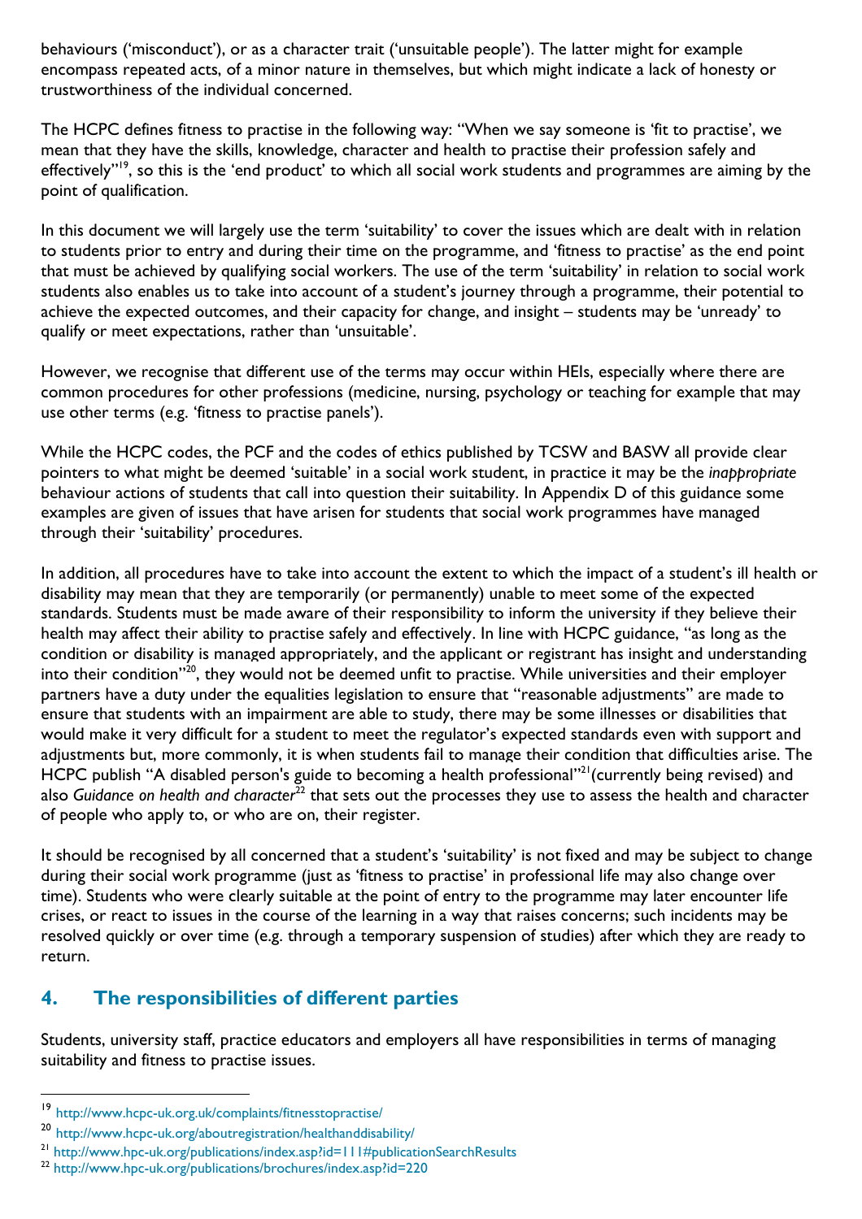behaviours ('misconduct'), or as a character trait ('unsuitable people'). The latter might for example encompass repeated acts, of a minor nature in themselves, but which might indicate a lack of honesty or trustworthiness of the individual concerned.

The HCPC defines fitness to practise in the following way: "When we say someone is 'fit to practise', we mean that they have the skills, knowledge, character and health to practise their profession safely and effectively"[19], so this is the 'end product' to which all social work students and programmes are aiming by the point of qualification.

In this document we will largely use the term 'suitability' to cover the issues which are dealt with in relation to students prior to entry and during their time on the programme, and 'fitness to practise' as the end point that must be achieved by qualifying social workers. The use of the term 'suitability' in relation to social work students also enables us to take into account of a student's journey through a programme, their potential to achieve the expected outcomes, and their capacity for change, and insight – students may be 'unready' to qualify or meet expectations, rather than 'unsuitable'.

However, we recognise that different use of the terms may occur within HEIs, especially where there are common procedures for other professions (medicine, nursing, psychology or teaching for example that may use other terms (e.g. 'fitness to practise panels').

While the HCPC codes, the PCF and the codes of ethics published by TCSW and BASW all provide clear pointers to what might be deemed 'suitable' in a social work student, in practice it may be the *inappropriate* behaviour actions of students that call into question their suitability. In Appendix D of this guidance some examples are given of issues that have arisen for students that social work programmes have managed through their 'suitability' procedures.

In addition, all procedures have to take into account the extent to which the impact of a student's ill health or disability may mean that they are temporarily (or permanently) unable to meet some of the expected standards. Students must be made aware of their responsibility to inform the university if they believe their health may affect their ability to practise safely and effectively. In line with HCPC guidance, "as long as the condition or disability is managed appropriately, and the applicant or registrant has insight and understanding into their condition"[20], they would not be deemed unfit to practise. While universities and their employer partners have a duty under the equalities legislation to ensure that "reasonable adjustments" are made to ensure that students with an impairment are able to study, there may be some illnesses or disabilities that would make it very difficult for a student to meet the regulator's expected standards even with support and adjustments but, more commonly, it is when students fail to manage their condition that difficulties arise. The HCPC publish "A disabled person's guide to becoming a health professional"[21] (currently being revised) and also *Guidance on health and character*[22] that sets out the processes they use to assess the health and character of people who apply to, or who are on, their register.

It should be recognised by all concerned that a student's 'suitability' is not fixed and may be subject to change during their social work programme (just as 'fitness to practise' in professional life may also change over time). Students who were clearly suitable at the point of entry to the programme may later encounter life crises, or react to issues in the course of the learning in a way that raises concerns; such incidents may be resolved quickly or over time (e.g. through a temporary suspension of studies) after which they are ready to return.

## 4. The responsibilities of different parties

Students, university staff, practice educators and employers all have responsibilities in terms of managing suitability and fitness to practise issues.

---

[19] http://www.hcpc-uk.org.uk/complaints/fitnesstopractise/

[20] http://www.hcpc-uk.org/aboutregistration/healthanddisability/

[21] http://www.hpc-uk.org/publications/index.asp?id=111#publicationSearchResults

[22] http://www.hpc-uk.org/publications/brochures/index.asp?id=220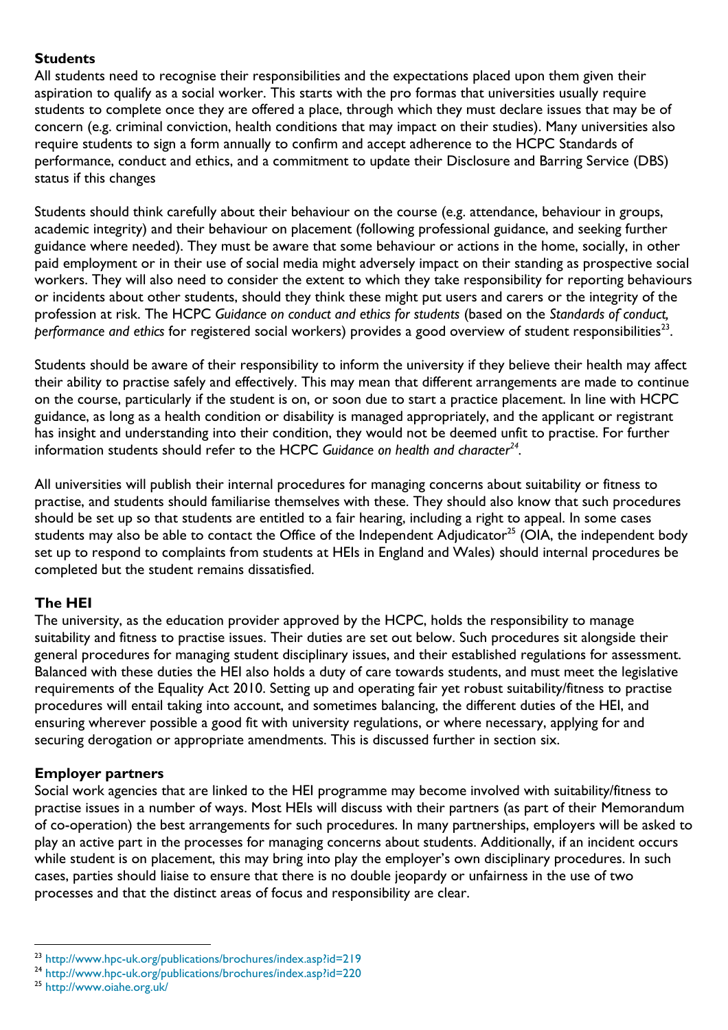**Students**

All students need to recognise their responsibilities and the expectations placed upon them given their aspiration to qualify as a social worker. This starts with the pro formas that universities usually require students to complete once they are offered a place, through which they must declare issues that may be of concern (e.g. criminal conviction, health conditions that may impact on their studies). Many universities also require students to sign a form annually to confirm and accept adherence to the HCPC Standards of performance, conduct and ethics, and a commitment to update their Disclosure and Barring Service (DBS) status if this changes

Students should think carefully about their behaviour on the course (e.g. attendance, behaviour in groups, academic integrity) and their behaviour on placement (following professional guidance, and seeking further guidance where needed). They must be aware that some behaviour or actions in the home, socially, in other paid employment or in their use of social media might adversely impact on their standing as prospective social workers. They will also need to consider the extent to which they take responsibility for reporting behaviours or incidents about other students, should they think these might put users and carers or the integrity of the profession at risk. The HCPC *Guidance on conduct and ethics for students* (based on the *Standards of conduct, performance and ethics* for registered social workers) provides a good overview of student responsibilities[23].

Students should be aware of their responsibility to inform the university if they believe their health may affect their ability to practise safely and effectively. This may mean that different arrangements are made to continue on the course, particularly if the student is on, or soon due to start a practice placement. In line with HCPC guidance, as long as a health condition or disability is managed appropriately, and the applicant or registrant has insight and understanding into their condition, they would not be deemed unfit to practise. For further information students should refer to the HCPC *Guidance on health and character*[24].

All universities will publish their internal procedures for managing concerns about suitability or fitness to practise, and students should familiarise themselves with these. They should also know that such procedures should be set up so that students are entitled to a fair hearing, including a right to appeal. In some cases students may also be able to contact the Office of the Independent Adjudicator[25] (OIA, the independent body set up to respond to complaints from students at HEIs in England and Wales) should internal procedures be completed but the student remains dissatisfied.

**The HEI**

The university, as the education provider approved by the HCPC, holds the responsibility to manage suitability and fitness to practise issues. Their duties are set out below. Such procedures sit alongside their general procedures for managing student disciplinary issues, and their established regulations for assessment. Balanced with these duties the HEI also holds a duty of care towards students, and must meet the legislative requirements of the Equality Act 2010. Setting up and operating fair yet robust suitability/fitness to practise procedures will entail taking into account, and sometimes balancing, the different duties of the HEI, and ensuring wherever possible a good fit with university regulations, or where necessary, applying for and securing derogation or appropriate amendments. This is discussed further in section six.

**Employer partners**

Social work agencies that are linked to the HEI programme may become involved with suitability/fitness to practise issues in a number of ways. Most HEIs will discuss with their partners (as part of their Memorandum of co-operation) the best arrangements for such procedures. In many partnerships, employers will be asked to play an active part in the processes for managing concerns about students. Additionally, if an incident occurs while student is on placement, this may bring into play the employer's own disciplinary procedures. In such cases, parties should liaise to ensure that there is no double jeopardy or unfairness in the use of two processes and that the distinct areas of focus and responsibility are clear.

---

[23] http://www.hpc-uk.org/publications/brochures/index.asp?id=219

[24] http://www.hpc-uk.org/publications/brochures/index.asp?id=220

[25] http://www.oiahe.org.uk/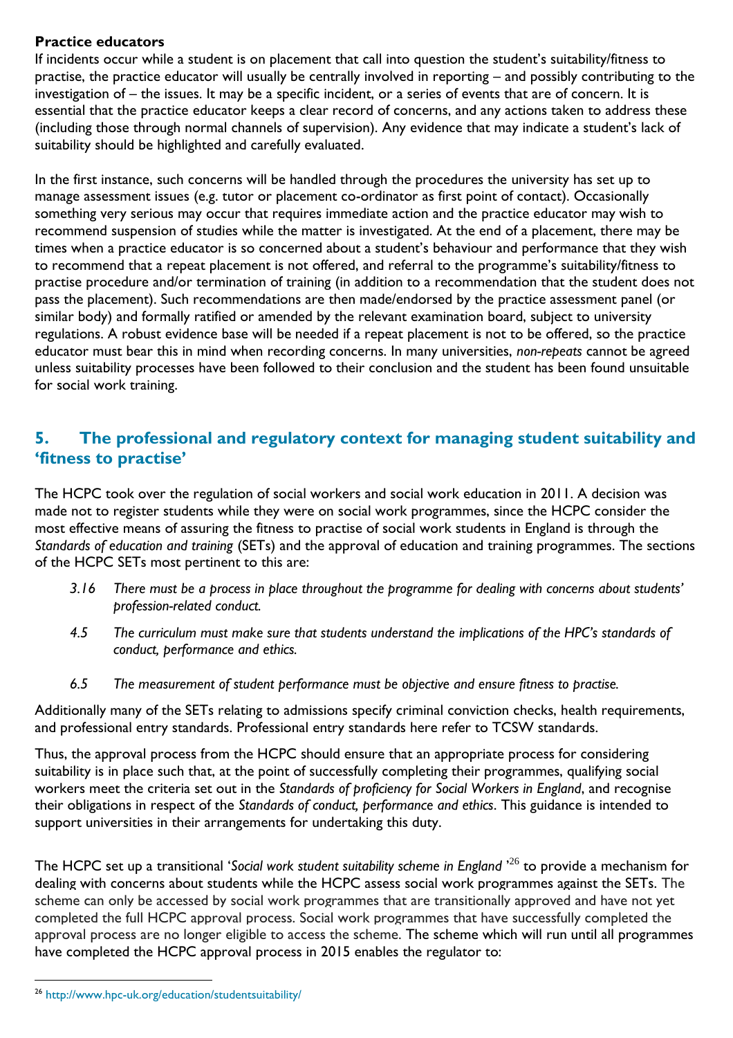**Practice educators**

If incidents occur while a student is on placement that call into question the student's suitability/fitness to practise, the practice educator will usually be centrally involved in reporting – and possibly contributing to the investigation of – the issues. It may be a specific incident, or a series of events that are of concern. It is essential that the practice educator keeps a clear record of concerns, and any actions taken to address these (including those through normal channels of supervision). Any evidence that may indicate a student's lack of suitability should be highlighted and carefully evaluated.

In the first instance, such concerns will be handled through the procedures the university has set up to manage assessment issues (e.g. tutor or placement co-ordinator as first point of contact). Occasionally something very serious may occur that requires immediate action and the practice educator may wish to recommend suspension of studies while the matter is investigated. At the end of a placement, there may be times when a practice educator is so concerned about a student's behaviour and performance that they wish to recommend that a repeat placement is not offered, and referral to the programme's suitability/fitness to practise procedure and/or termination of training (in addition to a recommendation that the student does not pass the placement). Such recommendations are then made/endorsed by the practice assessment panel (or similar body) and formally ratified or amended by the relevant examination board, subject to university regulations. A robust evidence base will be needed if a repeat placement is not to be offered, so the practice educator must bear this in mind when recording concerns. In many universities, *non-repeats* cannot be agreed unless suitability processes have been followed to their conclusion and the student has been found unsuitable for social work training.

## 5. The professional and regulatory context for managing student suitability and 'fitness to practise'

The HCPC took over the regulation of social workers and social work education in 2011. A decision was made not to register students while they were on social work programmes, since the HCPC consider the most effective means of assuring the fitness to practise of social work students in England is through the *Standards of education and training* (SETs) and the approval of education and training programmes. The sections of the HCPC SETs most pertinent to this are:

> *3.16 There must be a process in place throughout the programme for dealing with concerns about students' profession-related conduct.*
>
> *4.5 The curriculum must make sure that students understand the implications of the HPC's standards of conduct, performance and ethics.*
>
> *6.5 The measurement of student performance must be objective and ensure fitness to practise.*

Additionally many of the SETs relating to admissions specify criminal conviction checks, health requirements, and professional entry standards. Professional entry standards here refer to TCSW standards.

Thus, the approval process from the HCPC should ensure that an appropriate process for considering suitability is in place such that, at the point of successfully completing their programmes, qualifying social workers meet the criteria set out in the *Standards of proficiency for Social Workers in England*, and recognise their obligations in respect of the *Standards of conduct, performance and ethics*. This guidance is intended to support universities in their arrangements for undertaking this duty.

The HCPC set up a transitional '*Social work student suitability scheme in England*'[26] to provide a mechanism for dealing with concerns about students while the HCPC assess social work programmes against the SETs. The scheme can only be accessed by social work programmes that are transitionally approved and have not yet completed the full HCPC approval process. Social work programmes that have successfully completed the approval process are no longer eligible to access the scheme. The scheme which will run until all programmes have completed the HCPC approval process in 2015 enables the regulator to:

---

[26] http://www.hpc-uk.org/education/studentsuitability/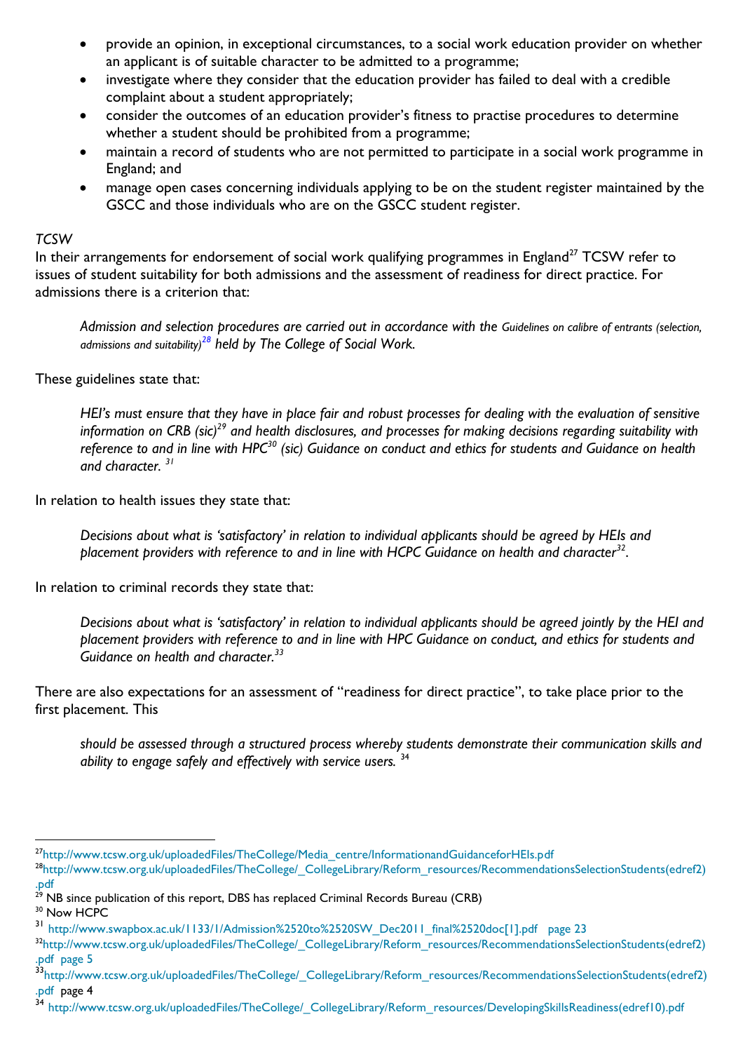- provide an opinion, in exceptional circumstances, to a social work education provider on whether an applicant is of suitable character to be admitted to a programme;
- investigate where they consider that the education provider has failed to deal with a credible complaint about a student appropriately;
- consider the outcomes of an education provider's fitness to practise procedures to determine whether a student should be prohibited from a programme;
- maintain a record of students who are not permitted to participate in a social work programme in England; and
- manage open cases concerning individuals applying to be on the student register maintained by the GSCC and those individuals who are on the GSCC student register.

*TCSW*

In their arrangements for endorsement of social work qualifying programmes in England[27] TCSW refer to issues of student suitability for both admissions and the assessment of readiness for direct practice. For admissions there is a criterion that:

> *Admission and selection procedures are carried out in accordance with the Guidelines on calibre of entrants (selection, admissions and suitability)[28] held by The College of Social Work.*

These guidelines state that:

> *HEI's must ensure that they have in place fair and robust processes for dealing with the evaluation of sensitive information on CRB (sic)[29] and health disclosures, and processes for making decisions regarding suitability with reference to and in line with HPC[30] (sic) Guidance on conduct and ethics for students and Guidance on health and character.[31]*

In relation to health issues they state that:

> *Decisions about what is 'satisfactory' in relation to individual applicants should be agreed by HEIs and placement providers with reference to and in line with HCPC Guidance on health and character[32].*

In relation to criminal records they state that:

> *Decisions about what is 'satisfactory' in relation to individual applicants should be agreed jointly by the HEI and placement providers with reference to and in line with HPC Guidance on conduct, and ethics for students and Guidance on health and character.[33]*

There are also expectations for an assessment of "readiness for direct practice", to take place prior to the first placement. This

> *should be assessed through a structured process whereby students demonstrate their communication skills and ability to engage safely and effectively with service users.* [34]

---

[27] http://www.tcsw.org.uk/uploadedFiles/TheCollege/Media_centre/InformationandGuidanceforHEIs.pdf

[28] http://www.tcsw.org.uk/uploadedFiles/TheCollege/_CollegeLibrary/Reform_resources/RecommendationsSelectionStudents(edref2).pdf

[29] NB since publication of this report, DBS has replaced Criminal Records Bureau (CRB)

[30] Now HCPC

[31] http://www.swapbox.ac.uk/1133/1/Admission%2520to%2520SW_Dec2011_final%2520doc[1].pdf page 23

[32] http://www.tcsw.org.uk/uploadedFiles/TheCollege/_CollegeLibrary/Reform_resources/RecommendationsSelectionStudents(edref2).pdf page 5

[33] http://www.tcsw.org.uk/uploadedFiles/TheCollege/_CollegeLibrary/Reform_resources/RecommendationsSelectionStudents(edref2).pdf page 4

[34] http://www.tcsw.org.uk/uploadedFiles/TheCollege/_CollegeLibrary/Reform_resources/DevelopingSkillsReadiness(edref10).pdf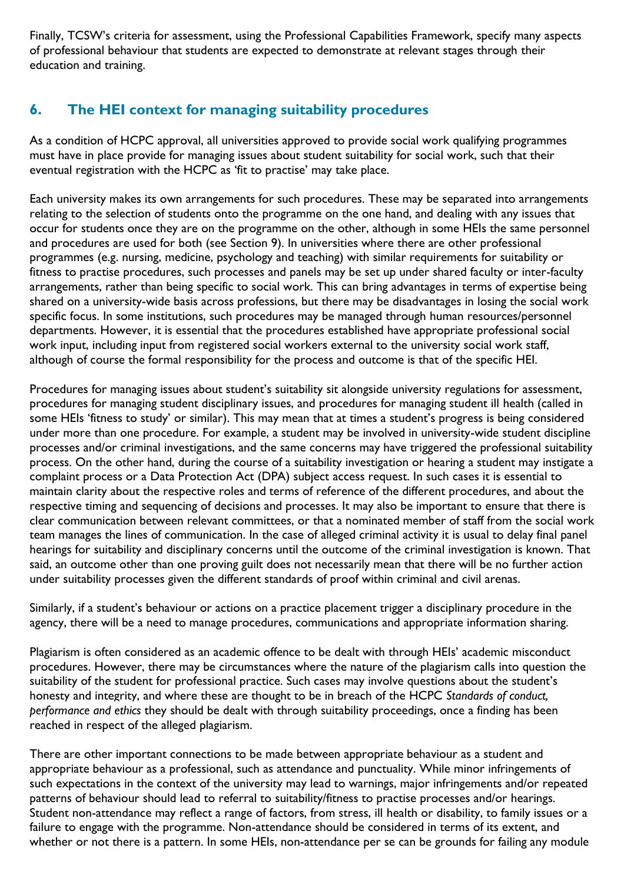Finally, TCSW's criteria for assessment, using the Professional Capabilities Framework, specify many aspects of professional behaviour that students are expected to demonstrate at relevant stages through their education and training.

## 6. The HEI context for managing suitability procedures

As a condition of HCPC approval, all universities approved to provide social work qualifying programmes must have in place provide for managing issues about student suitability for social work, such that their eventual registration with the HCPC as 'fit to practise' may take place.

Each university makes its own arrangements for such procedures. These may be separated into arrangements relating to the selection of students onto the programme on the one hand, and dealing with any issues that occur for students once they are on the programme on the other, although in some HEIs the same personnel and procedures are used for both (see Section 9). In universities where there are other professional programmes (e.g. nursing, medicine, psychology and teaching) with similar requirements for suitability or fitness to practise procedures, such processes and panels may be set up under shared faculty or inter-faculty arrangements, rather than being specific to social work. This can bring advantages in terms of expertise being shared on a university-wide basis across professions, but there may be disadvantages in losing the social work specific focus. In some institutions, such procedures may be managed through human resources/personnel departments. However, it is essential that the procedures established have appropriate professional social work input, including input from registered social workers external to the university social work staff, although of course the formal responsibility for the process and outcome is that of the specific HEI.

Procedures for managing issues about student's suitability sit alongside university regulations for assessment, procedures for managing student disciplinary issues, and procedures for managing student ill health (called in some HEIs 'fitness to study' or similar). This may mean that at times a student's progress is being considered under more than one procedure. For example, a student may be involved in university-wide student discipline processes and/or criminal investigations, and the same concerns may have triggered the professional suitability process. On the other hand, during the course of a suitability investigation or hearing a student may instigate a complaint process or a Data Protection Act (DPA) subject access request. In such cases it is essential to maintain clarity about the respective roles and terms of reference of the different procedures, and about the respective timing and sequencing of decisions and processes. It may also be important to ensure that there is clear communication between relevant committees, or that a nominated member of staff from the social work team manages the lines of communication. In the case of alleged criminal activity it is usual to delay final panel hearings for suitability and disciplinary concerns until the outcome of the criminal investigation is known. That said, an outcome other than one proving guilt does not necessarily mean that there will be no further action under suitability processes given the different standards of proof within criminal and civil arenas.

Similarly, if a student's behaviour or actions on a practice placement trigger a disciplinary procedure in the agency, there will be a need to manage procedures, communications and appropriate information sharing.

Plagiarism is often considered as an academic offence to be dealt with through HEIs' academic misconduct procedures. However, there may be circumstances where the nature of the plagiarism calls into question the suitability of the student for professional practice. Such cases may involve questions about the student's honesty and integrity, and where these are thought to be in breach of the HCPC *Standards of conduct, performance and ethics* they should be dealt with through suitability proceedings, once a finding has been reached in respect of the alleged plagiarism.

There are other important connections to be made between appropriate behaviour as a student and appropriate behaviour as a professional, such as attendance and punctuality. While minor infringements of such expectations in the context of the university may lead to warnings, major infringements and/or repeated patterns of behaviour should lead to referral to suitability/fitness to practise processes and/or hearings. Student non-attendance may reflect a range of factors, from stress, ill health or disability, to family issues or a failure to engage with the programme. Non-attendance should be considered in terms of its extent, and whether or not there is a pattern. In some HEIs, non-attendance per se can be grounds for failing any module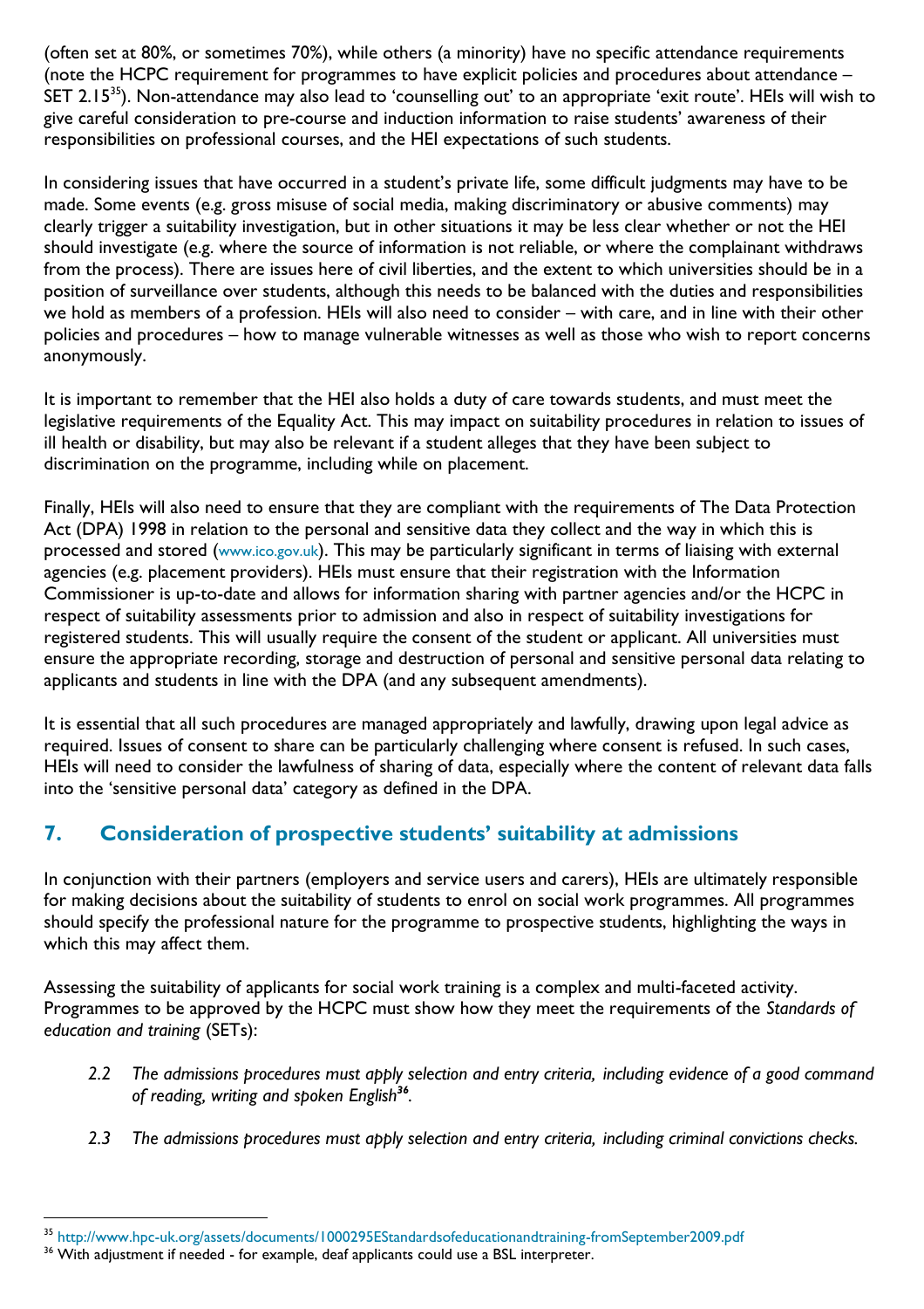(often set at 80%, or sometimes 70%), while others (a minority) have no specific attendance requirements (note the HCPC requirement for programmes to have explicit policies and procedures about attendance – SET 2.15[35]). Non-attendance may also lead to 'counselling out' to an appropriate 'exit route'. HEIs will wish to give careful consideration to pre-course and induction information to raise students' awareness of their responsibilities on professional courses, and the HEI expectations of such students.

In considering issues that have occurred in a student's private life, some difficult judgments may have to be made. Some events (e.g. gross misuse of social media, making discriminatory or abusive comments) may clearly trigger a suitability investigation, but in other situations it may be less clear whether or not the HEI should investigate (e.g. where the source of information is not reliable, or where the complainant withdraws from the process). There are issues here of civil liberties, and the extent to which universities should be in a position of surveillance over students, although this needs to be balanced with the duties and responsibilities we hold as members of a profession. HEIs will also need to consider – with care, and in line with their other policies and procedures – how to manage vulnerable witnesses as well as those who wish to report concerns anonymously.

It is important to remember that the HEI also holds a duty of care towards students, and must meet the legislative requirements of the Equality Act. This may impact on suitability procedures in relation to issues of ill health or disability, but may also be relevant if a student alleges that they have been subject to discrimination on the programme, including while on placement.

Finally, HEIs will also need to ensure that they are compliant with the requirements of The Data Protection Act (DPA) 1998 in relation to the personal and sensitive data they collect and the way in which this is processed and stored (www.ico.gov.uk). This may be particularly significant in terms of liaising with external agencies (e.g. placement providers). HEIs must ensure that their registration with the Information Commissioner is up-to-date and allows for information sharing with partner agencies and/or the HCPC in respect of suitability assessments prior to admission and also in respect of suitability investigations for registered students. This will usually require the consent of the student or applicant. All universities must ensure the appropriate recording, storage and destruction of personal and sensitive personal data relating to applicants and students in line with the DPA (and any subsequent amendments).

It is essential that all such procedures are managed appropriately and lawfully, drawing upon legal advice as required. Issues of consent to share can be particularly challenging where consent is refused. In such cases, HEIs will need to consider the lawfulness of sharing of data, especially where the content of relevant data falls into the 'sensitive personal data' category as defined in the DPA.

## 7. Consideration of prospective students' suitability at admissions

In conjunction with their partners (employers and service users and carers), HEIs are ultimately responsible for making decisions about the suitability of students to enrol on social work programmes. All programmes should specify the professional nature for the programme to prospective students, highlighting the ways in which this may affect them.

Assessing the suitability of applicants for social work training is a complex and multi-faceted activity. Programmes to be approved by the HCPC must show how they meet the requirements of the *Standards of education and training* (SETs):

> 2.2 *The admissions procedures must apply selection and entry criteria, including evidence of a good command of reading, writing and spoken English*[36].
>
> 2.3 *The admissions procedures must apply selection and entry criteria, including criminal convictions checks.*

---

[35] http://www.hpc-uk.org/assets/documents/1000295EStandardsofeducationandtraining-fromSeptember2009.pdf

[36] With adjustment if needed - for example, deaf applicants could use a BSL interpreter.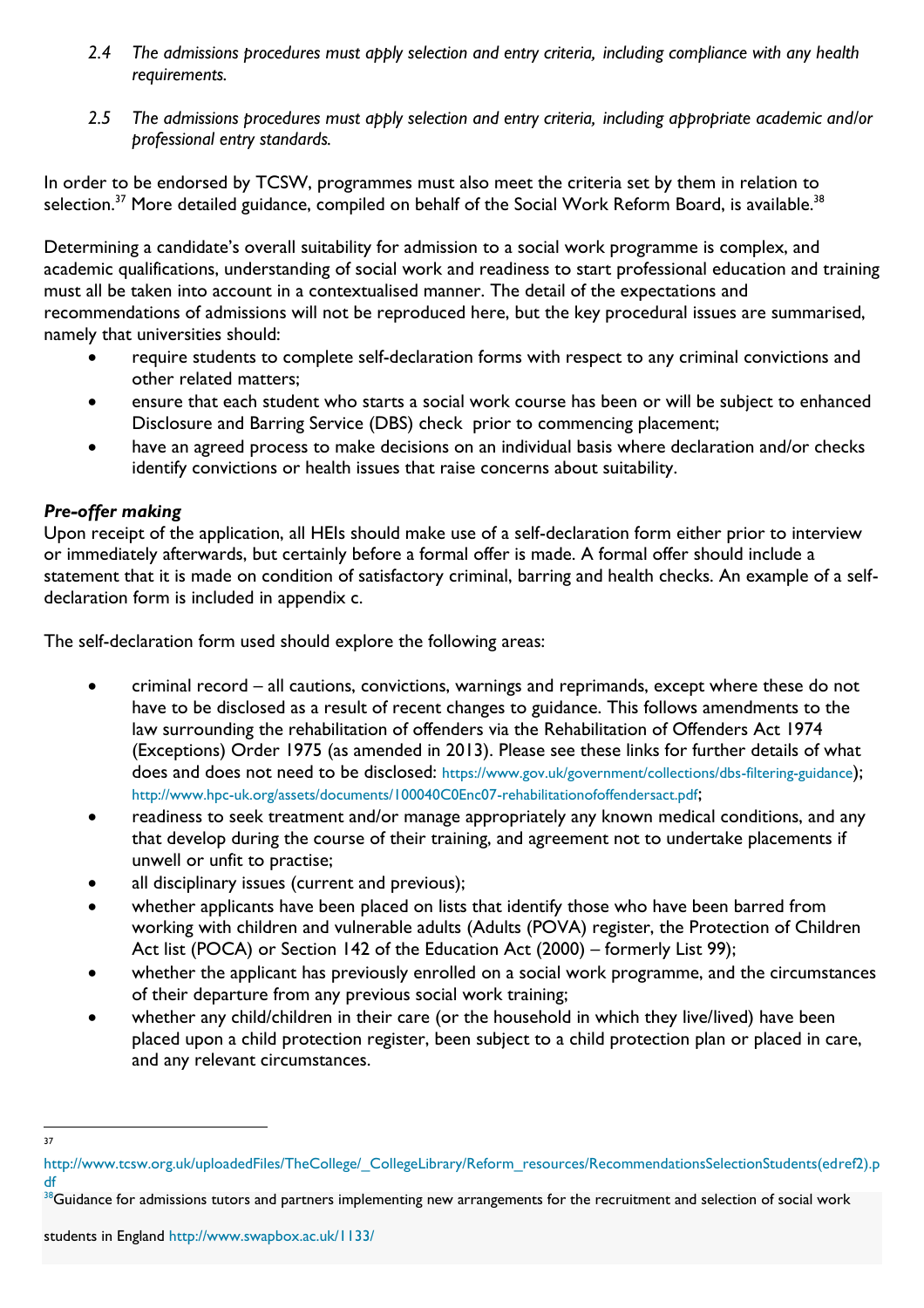*2.4 The admissions procedures must apply selection and entry criteria, including compliance with any health requirements.*

*2.5 The admissions procedures must apply selection and entry criteria, including appropriate academic and/or professional entry standards.*

In order to be endorsed by TCSW, programmes must also meet the criteria set by them in relation to selection.[37] More detailed guidance, compiled on behalf of the Social Work Reform Board, is available.[38]

Determining a candidate's overall suitability for admission to a social work programme is complex, and academic qualifications, understanding of social work and readiness to start professional education and training must all be taken into account in a contextualised manner. The detail of the expectations and recommendations of admissions will not be reproduced here, but the key procedural issues are summarised, namely that universities should:

- require students to complete self-declaration forms with respect to any criminal convictions and other related matters;
- ensure that each student who starts a social work course has been or will be subject to enhanced Disclosure and Barring Service (DBS) check prior to commencing placement;
- have an agreed process to make decisions on an individual basis where declaration and/or checks identify convictions or health issues that raise concerns about suitability.

***Pre-offer making***

Upon receipt of the application, all HEIs should make use of a self-declaration form either prior to interview or immediately afterwards, but certainly before a formal offer is made. A formal offer should include a statement that it is made on condition of satisfactory criminal, barring and health checks. An example of a self-declaration form is included in appendix c.

The self-declaration form used should explore the following areas:

- criminal record – all cautions, convictions, warnings and reprimands, except where these do not have to be disclosed as a result of recent changes to guidance. This follows amendments to the law surrounding the rehabilitation of offenders via the Rehabilitation of Offenders Act 1974 (Exceptions) Order 1975 (as amended in 2013). Please see these links for further details of what does and does not need to be disclosed: https://www.gov.uk/government/collections/dbs-filtering-guidance); http://www.hpc-uk.org/assets/documents/100040C0Enc07-rehabilitationofoffendersact.pdf;
- readiness to seek treatment and/or manage appropriately any known medical conditions, and any that develop during the course of their training, and agreement not to undertake placements if unwell or unfit to practise;
- all disciplinary issues (current and previous);
- whether applicants have been placed on lists that identify those who have been barred from working with children and vulnerable adults (Adults (POVA) register, the Protection of Children Act list (POCA) or Section 142 of the Education Act (2000) – formerly List 99);
- whether the applicant has previously enrolled on a social work programme, and the circumstances of their departure from any previous social work training;
- whether any child/children in their care (or the household in which they live/lived) have been placed upon a child protection register, been subject to a child protection plan or placed in care, and any relevant circumstances.

---

[37] http://www.tcsw.org.uk/uploadedFiles/TheCollege/_CollegeLibrary/Reform_resources/RecommendationsSelectionStudents(edref2).pdf

[38] Guidance for admissions tutors and partners implementing new arrangements for the recruitment and selection of social work students in England http://www.swapbox.ac.uk/1133/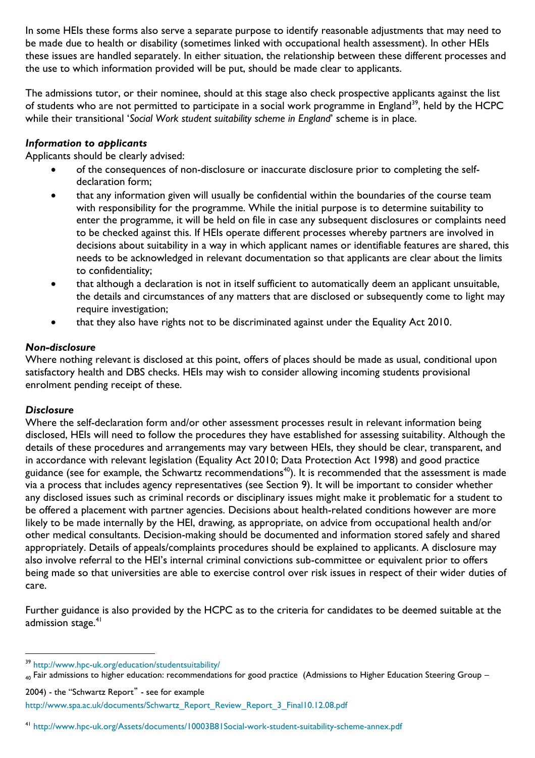In some HEIs these forms also serve a separate purpose to identify reasonable adjustments that may need to be made due to health or disability (sometimes linked with occupational health assessment). In other HEIs these issues are handled separately. In either situation, the relationship between these different processes and the use to which information provided will be put, should be made clear to applicants.

The admissions tutor, or their nominee, should at this stage also check prospective applicants against the list of students who are not permitted to participate in a social work programme in England[39], held by the HCPC while their transitional '*Social Work student suitability scheme in England*' scheme is in place.

***Information to applicants***

Applicants should be clearly advised:

- of the consequences of non-disclosure or inaccurate disclosure prior to completing the self-declaration form;
- that any information given will usually be confidential within the boundaries of the course team with responsibility for the programme. While the initial purpose is to determine suitability to enter the programme, it will be held on file in case any subsequent disclosures or complaints need to be checked against this. If HEIs operate different processes whereby partners are involved in decisions about suitability in a way in which applicant names or identifiable features are shared, this needs to be acknowledged in relevant documentation so that applicants are clear about the limits to confidentiality;
- that although a declaration is not in itself sufficient to automatically deem an applicant unsuitable, the details and circumstances of any matters that are disclosed or subsequently come to light may require investigation;
- that they also have rights not to be discriminated against under the Equality Act 2010.

***Non-disclosure***

Where nothing relevant is disclosed at this point, offers of places should be made as usual, conditional upon satisfactory health and DBS checks. HEIs may wish to consider allowing incoming students provisional enrolment pending receipt of these.

***Disclosure***

Where the self-declaration form and/or other assessment processes result in relevant information being disclosed, HEIs will need to follow the procedures they have established for assessing suitability. Although the details of these procedures and arrangements may vary between HEIs, they should be clear, transparent, and in accordance with relevant legislation (Equality Act 2010; Data Protection Act 1998) and good practice guidance (see for example, the Schwartz recommendations[40]). It is recommended that the assessment is made via a process that includes agency representatives (see Section 9). It will be important to consider whether any disclosed issues such as criminal records or disciplinary issues might make it problematic for a student to be offered a placement with partner agencies. Decisions about health-related conditions however are more likely to be made internally by the HEI, drawing, as appropriate, on advice from occupational health and/or other medical consultants. Decision-making should be documented and information stored safely and shared appropriately. Details of appeals/complaints procedures should be explained to applicants. A disclosure may also involve referral to the HEI's internal criminal convictions sub-committee or equivalent prior to offers being made so that universities are able to exercise control over risk issues in respect of their wider duties of care.

Further guidance is also provided by the HCPC as to the criteria for candidates to be deemed suitable at the admission stage.[41]

---

[39] http://www.hpc-uk.org/education/studentsuitability/

[40] Fair admissions to higher education: recommendations for good practice (Admissions to Higher Education Steering Group – 2004) - the "Schwartz Report" - see for example http://www.spa.ac.uk/documents/Schwartz_Report_Review_Report_3_Final10.12.08.pdf

[41] http://www.hpc-uk.org/Assets/documents/10003B81Social-work-student-suitability-scheme-annex.pdf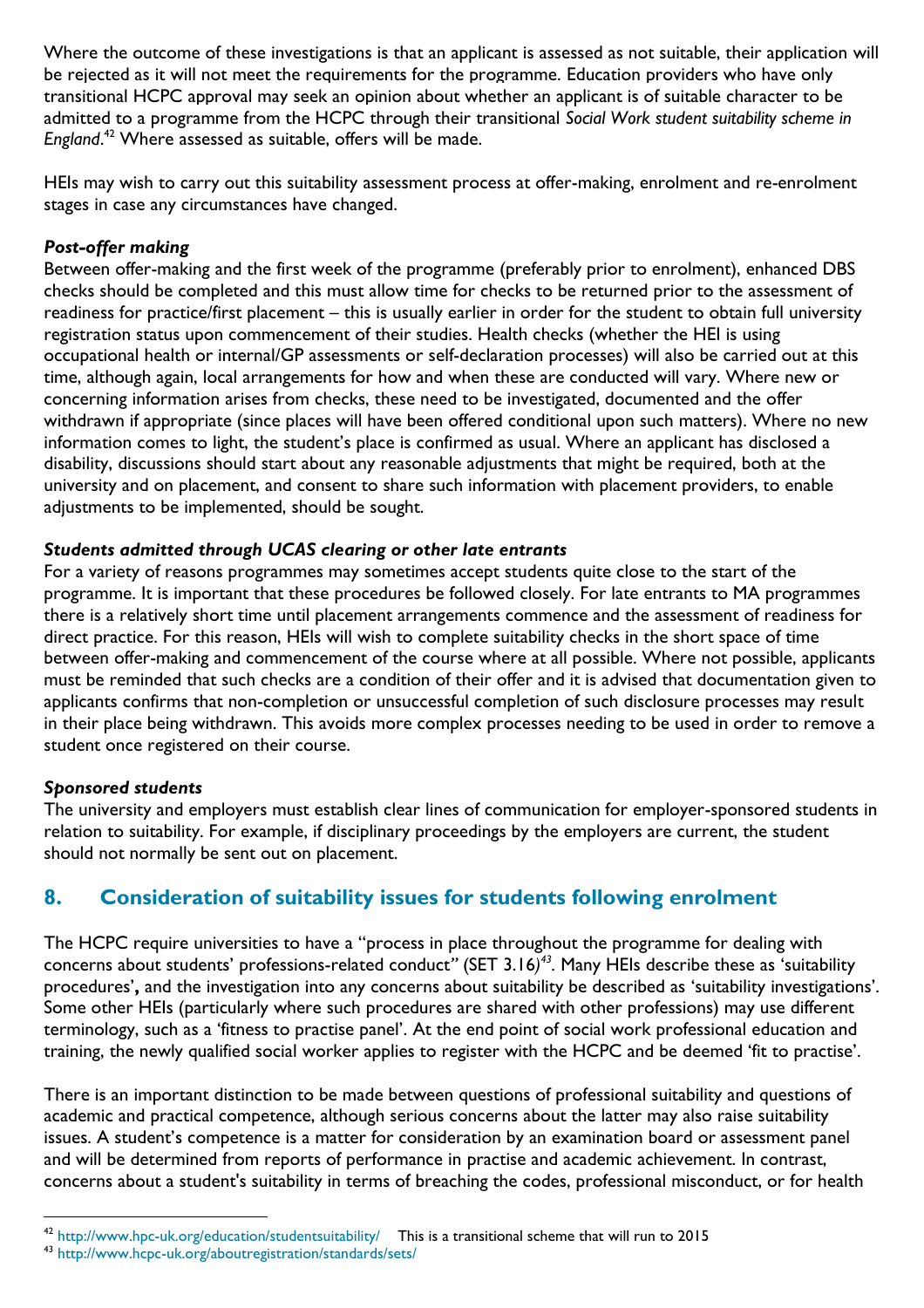Where the outcome of these investigations is that an applicant is assessed as not suitable, their application will be rejected as it will not meet the requirements for the programme. Education providers who have only transitional HCPC approval may seek an opinion about whether an applicant is of suitable character to be admitted to a programme from the HCPC through their transitional *Social Work student suitability scheme in England*.[42] Where assessed as suitable, offers will be made.

HEIs may wish to carry out this suitability assessment process at offer-making, enrolment and re-enrolment stages in case any circumstances have changed.

***Post-offer making***

Between offer-making and the first week of the programme (preferably prior to enrolment), enhanced DBS checks should be completed and this must allow time for checks to be returned prior to the assessment of readiness for practice/first placement – this is usually earlier in order for the student to obtain full university registration status upon commencement of their studies. Health checks (whether the HEI is using occupational health or internal/GP assessments or self-declaration processes) will also be carried out at this time, although again, local arrangements for how and when these are conducted will vary. Where new or concerning information arises from checks, these need to be investigated, documented and the offer withdrawn if appropriate (since places will have been offered conditional upon such matters). Where no new information comes to light, the student's place is confirmed as usual. Where an applicant has disclosed a disability, discussions should start about any reasonable adjustments that might be required, both at the university and on placement, and consent to share such information with placement providers, to enable adjustments to be implemented, should be sought.

***Students admitted through UCAS clearing or other late entrants***

For a variety of reasons programmes may sometimes accept students quite close to the start of the programme. It is important that these procedures be followed closely. For late entrants to MA programmes there is a relatively short time until placement arrangements commence and the assessment of readiness for direct practice. For this reason, HEIs will wish to complete suitability checks in the short space of time between offer-making and commencement of the course where at all possible. Where not possible, applicants must be reminded that such checks are a condition of their offer and it is advised that documentation given to applicants confirms that non-completion or unsuccessful completion of such disclosure processes may result in their place being withdrawn. This avoids more complex processes needing to be used in order to remove a student once registered on their course.

***Sponsored students***

The university and employers must establish clear lines of communication for employer-sponsored students in relation to suitability. For example, if disciplinary proceedings by the employers are current, the student should not normally be sent out on placement.

## 8. Consideration of suitability issues for students following enrolment

The HCPC require universities to have a "process in place throughout the programme for dealing with concerns about students' professions-related conduct" (SET 3.16)[43]. Many HEIs describe these as 'suitability procedures', and the investigation into any concerns about suitability be described as 'suitability investigations'. Some other HEIs (particularly where such procedures are shared with other professions) may use different terminology, such as a 'fitness to practise panel'. At the end point of social work professional education and training, the newly qualified social worker applies to register with the HCPC and be deemed 'fit to practise'.

There is an important distinction to be made between questions of professional suitability and questions of academic and practical competence, although serious concerns about the latter may also raise suitability issues. A student's competence is a matter for consideration by an examination board or assessment panel and will be determined from reports of performance in practise and academic achievement. In contrast, concerns about a student's suitability in terms of breaching the codes, professional misconduct, or for health

---

[42] http://www.hpc-uk.org/education/studentsuitability/ This is a transitional scheme that will run to 2015

[43] http://www.hcpc-uk.org/aboutregistration/standards/sets/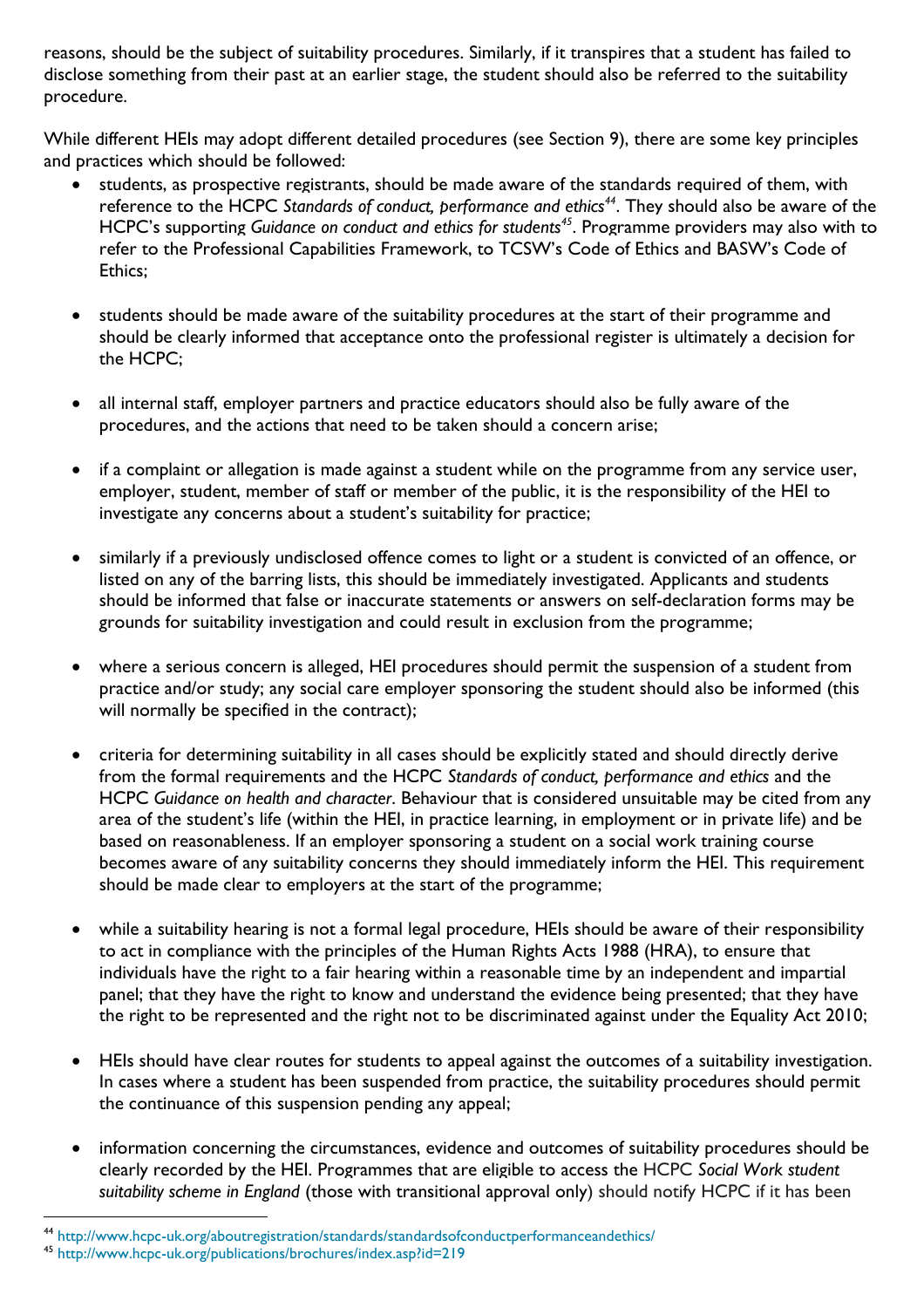reasons, should be the subject of suitability procedures. Similarly, if it transpires that a student has failed to disclose something from their past at an earlier stage, the student should also be referred to the suitability procedure.

While different HEIs may adopt different detailed procedures (see Section 9), there are some key principles and practices which should be followed:

- students, as prospective registrants, should be made aware of the standards required of them, with reference to the HCPC *Standards of conduct, performance and ethics*[44]. They should also be aware of the HCPC's supporting *Guidance on conduct and ethics for students*[45]. Programme providers may also with to refer to the Professional Capabilities Framework, to TCSW's Code of Ethics and BASW's Code of Ethics;

- students should be made aware of the suitability procedures at the start of their programme and should be clearly informed that acceptance onto the professional register is ultimately a decision for the HCPC;

- all internal staff, employer partners and practice educators should also be fully aware of the procedures, and the actions that need to be taken should a concern arise;

- if a complaint or allegation is made against a student while on the programme from any service user, employer, student, member of staff or member of the public, it is the responsibility of the HEI to investigate any concerns about a student's suitability for practice;

- similarly if a previously undisclosed offence comes to light or a student is convicted of an offence, or listed on any of the barring lists, this should be immediately investigated. Applicants and students should be informed that false or inaccurate statements or answers on self-declaration forms may be grounds for suitability investigation and could result in exclusion from the programme;

- where a serious concern is alleged, HEI procedures should permit the suspension of a student from practice and/or study; any social care employer sponsoring the student should also be informed (this will normally be specified in the contract);

- criteria for determining suitability in all cases should be explicitly stated and should directly derive from the formal requirements and the HCPC *Standards of conduct, performance and ethics* and the HCPC *Guidance on health and character*. Behaviour that is considered unsuitable may be cited from any area of the student's life (within the HEI, in practice learning, in employment or in private life) and be based on reasonableness. If an employer sponsoring a student on a social work training course becomes aware of any suitability concerns they should immediately inform the HEI. This requirement should be made clear to employers at the start of the programme;

- while a suitability hearing is not a formal legal procedure, HEIs should be aware of their responsibility to act in compliance with the principles of the Human Rights Acts 1988 (HRA), to ensure that individuals have the right to a fair hearing within a reasonable time by an independent and impartial panel; that they have the right to know and understand the evidence being presented; that they have the right to be represented and the right not to be discriminated against under the Equality Act 2010;

- HEIs should have clear routes for students to appeal against the outcomes of a suitability investigation. In cases where a student has been suspended from practice, the suitability procedures should permit the continuance of this suspension pending any appeal;

- information concerning the circumstances, evidence and outcomes of suitability procedures should be clearly recorded by the HEI. Programmes that are eligible to access the HCPC *Social Work student suitability scheme in England* (those with transitional approval only) should notify HCPC if it has been

[44] http://www.hcpc-uk.org/aboutregistration/standards/standardsofconductperformanceandethics/

[45] http://www.hcpc-uk.org/publications/brochures/index.asp?id=219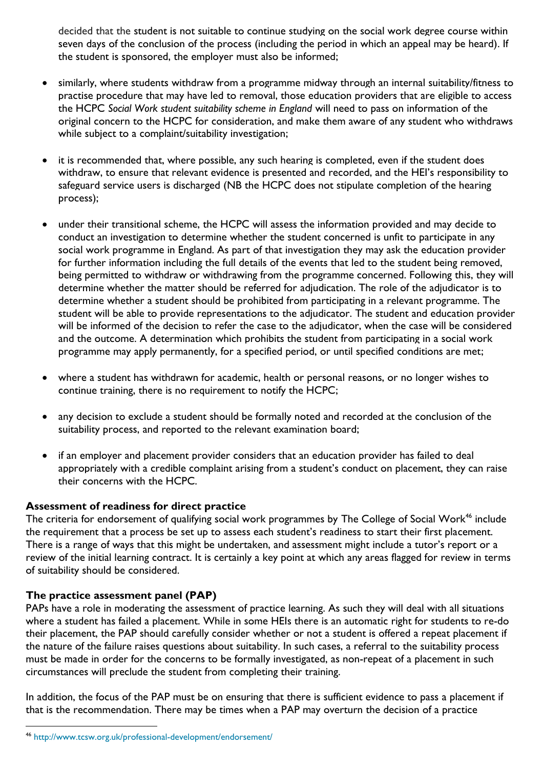decided that the student is not suitable to continue studying on the social work degree course within seven days of the conclusion of the process (including the period in which an appeal may be heard). If the student is sponsored, the employer must also be informed;

- similarly, where students withdraw from a programme midway through an internal suitability/fitness to practise procedure that may have led to removal, those education providers that are eligible to access the HCPC *Social Work student suitability scheme in England* will need to pass on information of the original concern to the HCPC for consideration, and make them aware of any student who withdraws while subject to a complaint/suitability investigation;

- it is recommended that, where possible, any such hearing is completed, even if the student does withdraw, to ensure that relevant evidence is presented and recorded, and the HEI's responsibility to safeguard service users is discharged (NB the HCPC does not stipulate completion of the hearing process);

- under their transitional scheme, the HCPC will assess the information provided and may decide to conduct an investigation to determine whether the student concerned is unfit to participate in any social work programme in England. As part of that investigation they may ask the education provider for further information including the full details of the events that led to the student being removed, being permitted to withdraw or withdrawing from the programme concerned. Following this, they will determine whether the matter should be referred for adjudication. The role of the adjudicator is to determine whether a student should be prohibited from participating in a relevant programme. The student will be able to provide representations to the adjudicator. The student and education provider will be informed of the decision to refer the case to the adjudicator, when the case will be considered and the outcome. A determination which prohibits the student from participating in a social work programme may apply permanently, for a specified period, or until specified conditions are met;

- where a student has withdrawn for academic, health or personal reasons, or no longer wishes to continue training, there is no requirement to notify the HCPC;

- any decision to exclude a student should be formally noted and recorded at the conclusion of the suitability process, and reported to the relevant examination board;

- if an employer and placement provider considers that an education provider has failed to deal appropriately with a credible complaint arising from a student's conduct on placement, they can raise their concerns with the HCPC.

**Assessment of readiness for direct practice**

The criteria for endorsement of qualifying social work programmes by The College of Social Work[46] include the requirement that a process be set up to assess each student's readiness to start their first placement. There is a range of ways that this might be undertaken, and assessment might include a tutor's report or a review of the initial learning contract. It is certainly a key point at which any areas flagged for review in terms of suitability should be considered.

**The practice assessment panel (PAP)**

PAPs have a role in moderating the assessment of practice learning. As such they will deal with all situations where a student has failed a placement. While in some HEIs there is an automatic right for students to re-do their placement, the PAP should carefully consider whether or not a student is offered a repeat placement if the nature of the failure raises questions about suitability. In such cases, a referral to the suitability process must be made in order for the concerns to be formally investigated, as non-repeat of a placement in such circumstances will preclude the student from completing their training.

In addition, the focus of the PAP must be on ensuring that there is sufficient evidence to pass a placement if that is the recommendation. There may be times when a PAP may overturn the decision of a practice

[46] http://www.tcsw.org.uk/professional-development/endorsement/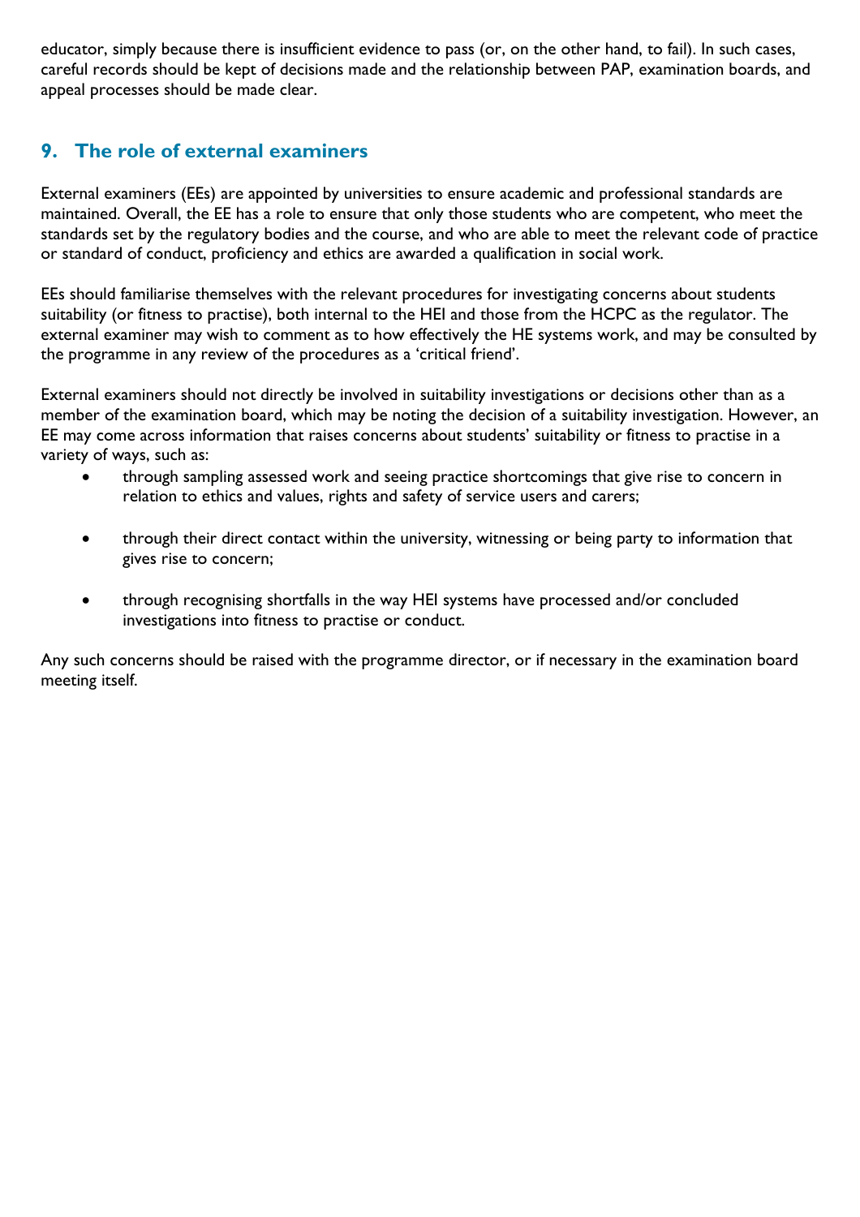educator, simply because there is insufficient evidence to pass (or, on the other hand, to fail). In such cases, careful records should be kept of decisions made and the relationship between PAP, examination boards, and appeal processes should be made clear.

## 9. The role of external examiners

External examiners (EEs) are appointed by universities to ensure academic and professional standards are maintained. Overall, the EE has a role to ensure that only those students who are competent, who meet the standards set by the regulatory bodies and the course, and who are able to meet the relevant code of practice or standard of conduct, proficiency and ethics are awarded a qualification in social work.

EEs should familiarise themselves with the relevant procedures for investigating concerns about students suitability (or fitness to practise), both internal to the HEI and those from the HCPC as the regulator. The external examiner may wish to comment as to how effectively the HE systems work, and may be consulted by the programme in any review of the procedures as a 'critical friend'.

External examiners should not directly be involved in suitability investigations or decisions other than as a member of the examination board, which may be noting the decision of a suitability investigation. However, an EE may come across information that raises concerns about students' suitability or fitness to practise in a variety of ways, such as:

- through sampling assessed work and seeing practice shortcomings that give rise to concern in relation to ethics and values, rights and safety of service users and carers;
- through their direct contact within the university, witnessing or being party to information that gives rise to concern;
- through recognising shortfalls in the way HEI systems have processed and/or concluded investigations into fitness to practise or conduct.

Any such concerns should be raised with the programme director, or if necessary in the examination board meeting itself.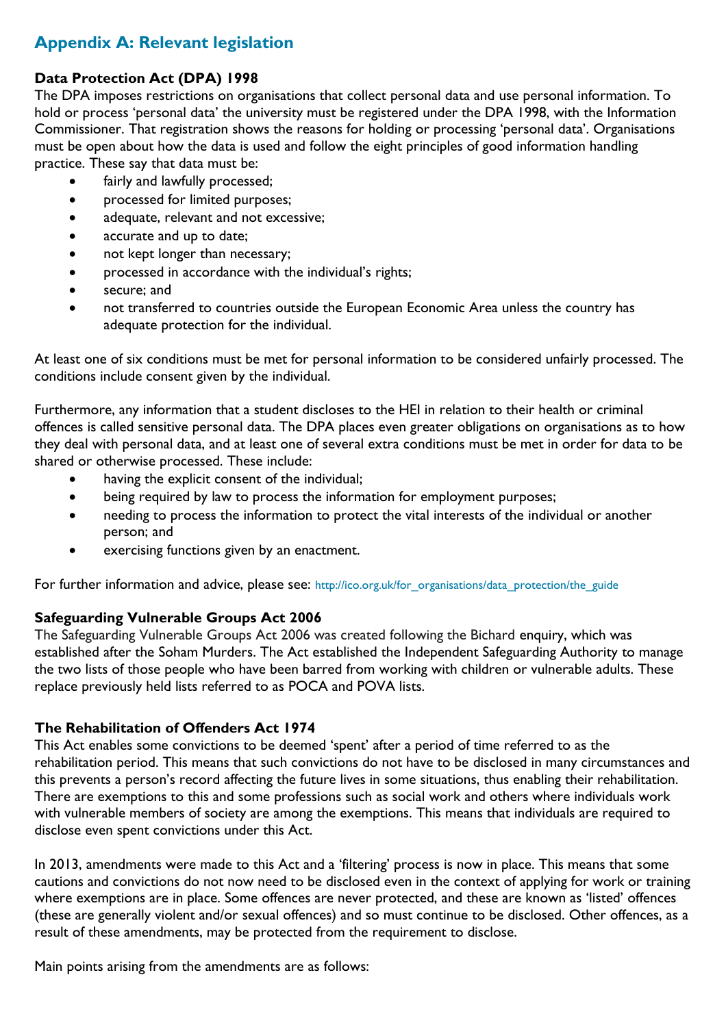## Appendix A: Relevant legislation

### Data Protection Act (DPA) 1998

The DPA imposes restrictions on organisations that collect personal data and use personal information. To hold or process 'personal data' the university must be registered under the DPA 1998, with the Information Commissioner. That registration shows the reasons for holding or processing 'personal data'. Organisations must be open about how the data is used and follow the eight principles of good information handling practice. These say that data must be:

- fairly and lawfully processed;
- processed for limited purposes;
- adequate, relevant and not excessive;
- accurate and up to date;
- not kept longer than necessary;
- processed in accordance with the individual's rights;
- secure; and
- not transferred to countries outside the European Economic Area unless the country has adequate protection for the individual.

At least one of six conditions must be met for personal information to be considered unfairly processed. The conditions include consent given by the individual.

Furthermore, any information that a student discloses to the HEI in relation to their health or criminal offences is called sensitive personal data. The DPA places even greater obligations on organisations as to how they deal with personal data, and at least one of several extra conditions must be met in order for data to be shared or otherwise processed. These include:

- having the explicit consent of the individual;
- being required by law to process the information for employment purposes;
- needing to process the information to protect the vital interests of the individual or another person; and
- exercising functions given by an enactment.

For further information and advice, please see: http://ico.org.uk/for_organisations/data_protection/the_guide

### Safeguarding Vulnerable Groups Act 2006

The Safeguarding Vulnerable Groups Act 2006 was created following the Bichard enquiry, which was established after the Soham Murders. The Act established the Independent Safeguarding Authority to manage the two lists of those people who have been barred from working with children or vulnerable adults. These replace previously held lists referred to as POCA and POVA lists.

### The Rehabilitation of Offenders Act 1974

This Act enables some convictions to be deemed 'spent' after a period of time referred to as the rehabilitation period. This means that such convictions do not have to be disclosed in many circumstances and this prevents a person's record affecting the future lives in some situations, thus enabling their rehabilitation. There are exemptions to this and some professions such as social work and others where individuals work with vulnerable members of society are among the exemptions. This means that individuals are required to disclose even spent convictions under this Act.

In 2013, amendments were made to this Act and a 'filtering' process is now in place. This means that some cautions and convictions do not now need to be disclosed even in the context of applying for work or training where exemptions are in place. Some offences are never protected, and these are known as 'listed' offences (these are generally violent and/or sexual offences) and so must continue to be disclosed. Other offences, as a result of these amendments, may be protected from the requirement to disclose.

Main points arising from the amendments are as follows: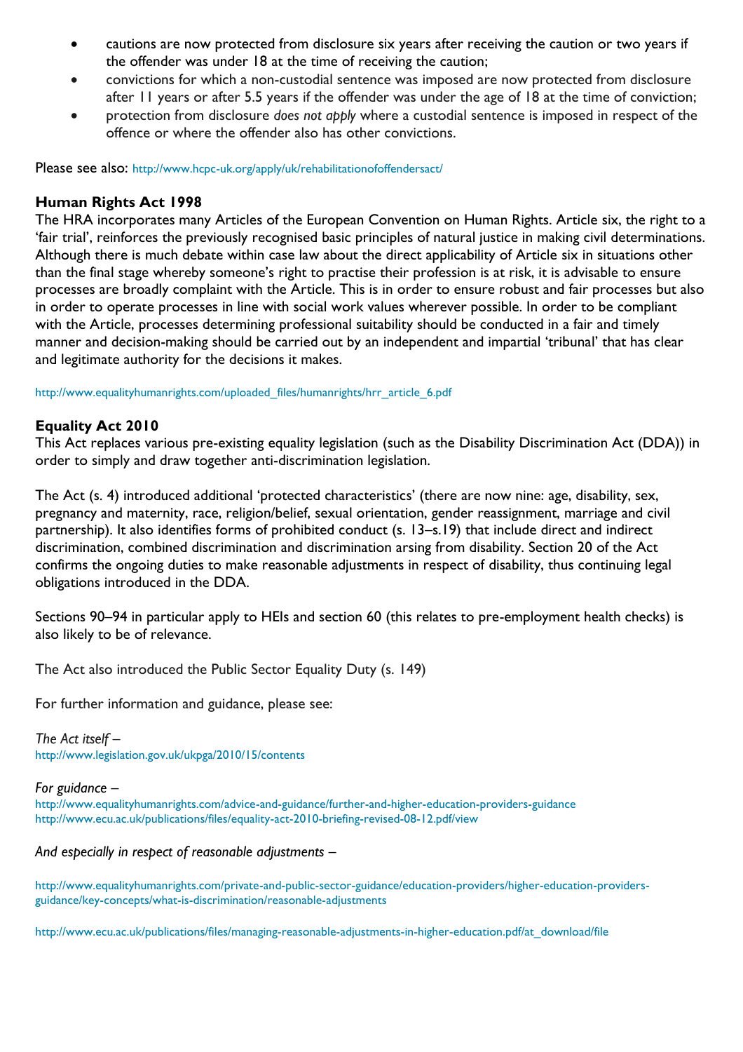- cautions are now protected from disclosure six years after receiving the caution or two years if the offender was under 18 at the time of receiving the caution;
- convictions for which a non-custodial sentence was imposed are now protected from disclosure after 11 years or after 5.5 years if the offender was under the age of 18 at the time of conviction;
- protection from disclosure *does not apply* where a custodial sentence is imposed in respect of the offence or where the offender also has other convictions.

Please see also: http://www.hcpc-uk.org/apply/uk/rehabilitationofoffendersact/

### Human Rights Act 1998

The HRA incorporates many Articles of the European Convention on Human Rights. Article six, the right to a 'fair trial', reinforces the previously recognised basic principles of natural justice in making civil determinations. Although there is much debate within case law about the direct applicability of Article six in situations other than the final stage whereby someone's right to practise their profession is at risk, it is advisable to ensure processes are broadly complaint with the Article. This is in order to ensure robust and fair processes but also in order to operate processes in line with social work values wherever possible. In order to be compliant with the Article, processes determining professional suitability should be conducted in a fair and timely manner and decision-making should be carried out by an independent and impartial 'tribunal' that has clear and legitimate authority for the decisions it makes.

http://www.equalityhumanrights.com/uploaded_files/humanrights/hrr_article_6.pdf

### Equality Act 2010

This Act replaces various pre-existing equality legislation (such as the Disability Discrimination Act (DDA)) in order to simply and draw together anti-discrimination legislation.

The Act (s. 4) introduced additional 'protected characteristics' (there are now nine: age, disability, sex, pregnancy and maternity, race, religion/belief, sexual orientation, gender reassignment, marriage and civil partnership). It also identifies forms of prohibited conduct (s. 13–s.19) that include direct and indirect discrimination, combined discrimination and discrimination arsing from disability. Section 20 of the Act confirms the ongoing duties to make reasonable adjustments in respect of disability, thus continuing legal obligations introduced in the DDA.

Sections 90–94 in particular apply to HEIs and section 60 (this relates to pre-employment health checks) is also likely to be of relevance.

The Act also introduced the Public Sector Equality Duty (s. 149)

For further information and guidance, please see:

*The Act itself –*
http://www.legislation.gov.uk/ukpga/2010/15/contents

*For guidance –*
http://www.equalityhumanrights.com/advice-and-guidance/further-and-higher-education-providers-guidance
http://www.ecu.ac.uk/publications/files/equality-act-2010-briefing-revised-08-12.pdf/view

*And especially in respect of reasonable adjustments –*

http://www.equalityhumanrights.com/private-and-public-sector-guidance/education-providers/higher-education-providers-guidance/key-concepts/what-is-discrimination/reasonable-adjustments

http://www.ecu.ac.uk/publications/files/managing-reasonable-adjustments-in-higher-education.pdf/at_download/file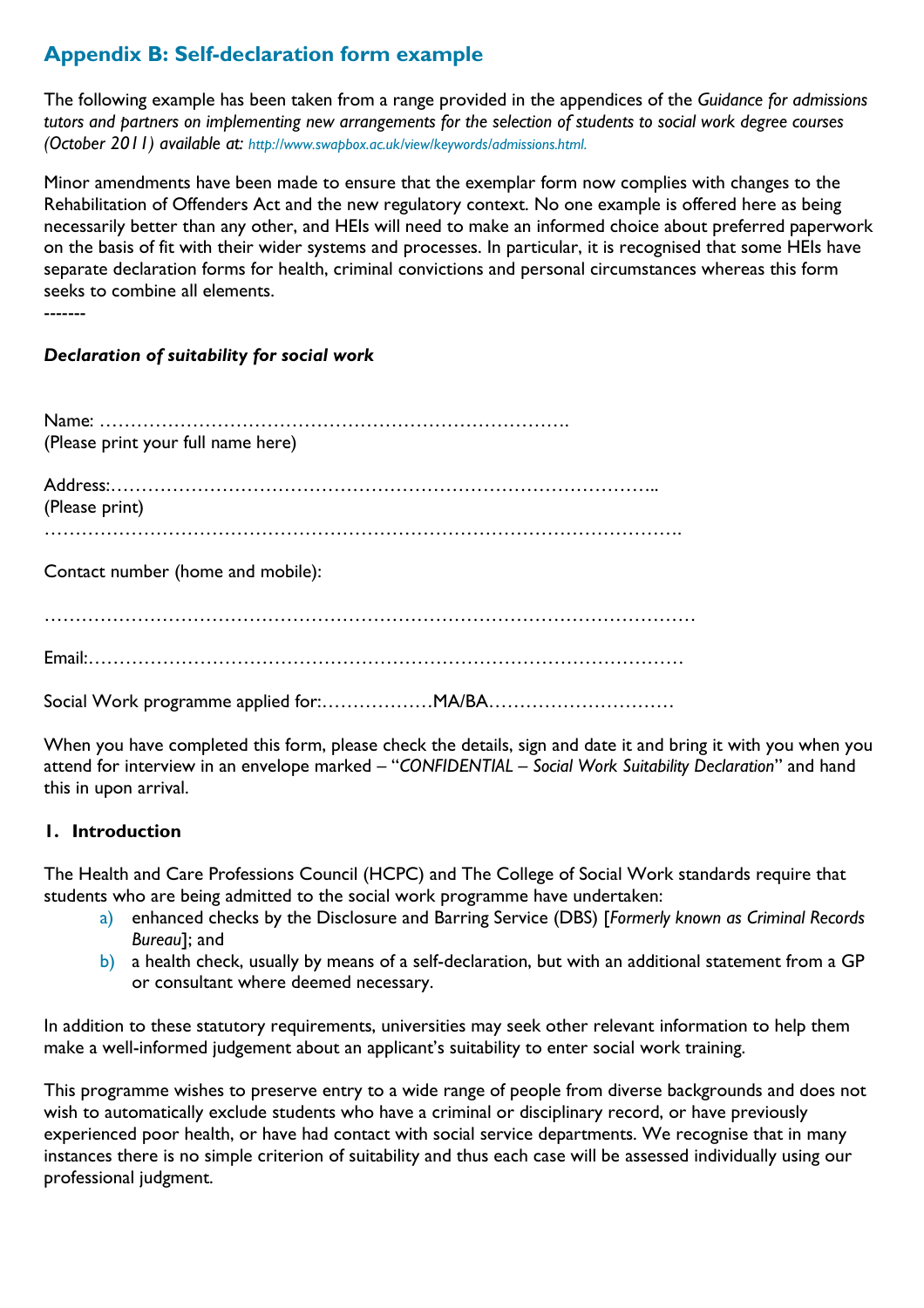## Appendix B: Self-declaration form example

The following example has been taken from a range provided in the appendices of the *Guidance for admissions tutors and partners on implementing new arrangements for the selection of students to social work degree courses (October 2011) available at: http://www.swapbox.ac.uk/view/keywords/admissions.html.*

Minor amendments have been made to ensure that the exemplar form now complies with changes to the Rehabilitation of Offenders Act and the new regulatory context. No one example is offered here as being necessarily better than any other, and HEIs will need to make an informed choice about preferred paperwork on the basis of fit with their wider systems and processes. In particular, it is recognised that some HEIs have separate declaration forms for health, criminal convictions and personal circumstances whereas this form seeks to combine all elements.

-------

***Declaration of suitability for social work***

Name: ……………………………………………………………….
(Please print your full name here)

Address:……………………………………………………………………….
(Please print)
…………………………………………………………………………………………

Contact number (home and mobile):

…………………………………………………………………………………………

Email:…………………………………………………………………………………

Social Work programme applied for:………………MA/BA…………………………

When you have completed this form, please check the details, sign and date it and bring it with you when you attend for interview in an envelope marked – "*CONFIDENTIAL – Social Work Suitability Declaration*" and hand this in upon arrival.

### 1. Introduction

The Health and Care Professions Council (HCPC) and The College of Social Work standards require that students who are being admitted to the social work programme have undertaken:

a) enhanced checks by the Disclosure and Barring Service (DBS) [*Formerly known as Criminal Records Bureau*]; and
b) a health check, usually by means of a self-declaration, but with an additional statement from a GP or consultant where deemed necessary.

In addition to these statutory requirements, universities may seek other relevant information to help them make a well-informed judgement about an applicant's suitability to enter social work training.

This programme wishes to preserve entry to a wide range of people from diverse backgrounds and does not wish to automatically exclude students who have a criminal or disciplinary record, or have previously experienced poor health, or have had contact with social service departments. We recognise that in many instances there is no simple criterion of suitability and thus each case will be assessed individually using our professional judgment.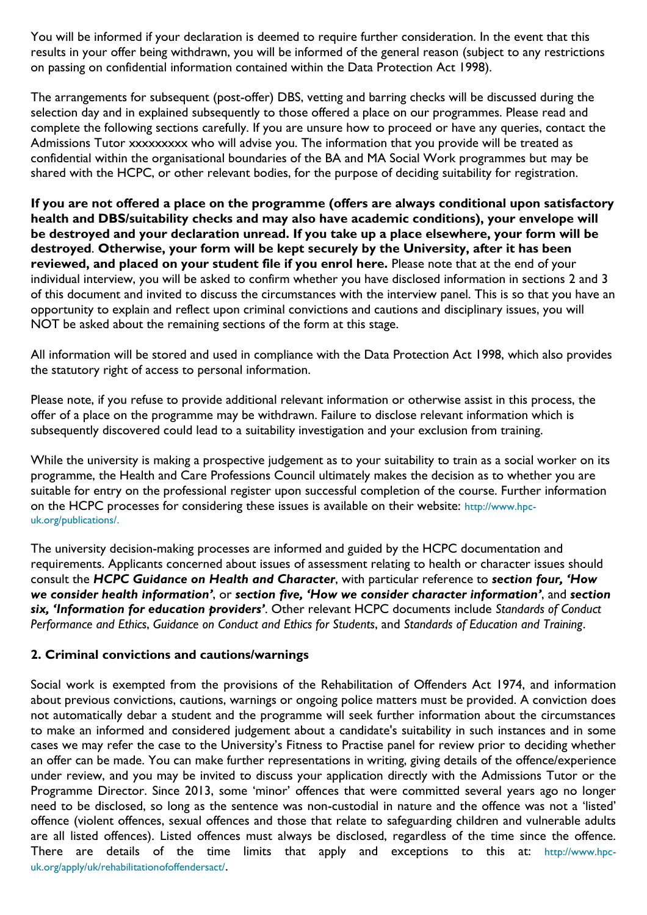You will be informed if your declaration is deemed to require further consideration. In the event that this results in your offer being withdrawn, you will be informed of the general reason (subject to any restrictions on passing on confidential information contained within the Data Protection Act 1998).

The arrangements for subsequent (post-offer) DBS, vetting and barring checks will be discussed during the selection day and in explained subsequently to those offered a place on our programmes. Please read and complete the following sections carefully. If you are unsure how to proceed or have any queries, contact the Admissions Tutor xxxxxxxxx who will advise you. The information that you provide will be treated as confidential within the organisational boundaries of the BA and MA Social Work programmes but may be shared with the HCPC, or other relevant bodies, for the purpose of deciding suitability for registration.

**If you are not offered a place on the programme (offers are always conditional upon satisfactory health and DBS/suitability checks and may also have academic conditions), your envelope will be destroyed and your declaration unread. If you take up a place elsewhere, your form will be destroyed**. **Otherwise, your form will be kept securely by the University, after it has been reviewed, and placed on your student file if you enrol here.** Please note that at the end of your individual interview, you will be asked to confirm whether you have disclosed information in sections 2 and 3 of this document and invited to discuss the circumstances with the interview panel. This is so that you have an opportunity to explain and reflect upon criminal convictions and cautions and disciplinary issues, you will NOT be asked about the remaining sections of the form at this stage.

All information will be stored and used in compliance with the Data Protection Act 1998, which also provides the statutory right of access to personal information.

Please note, if you refuse to provide additional relevant information or otherwise assist in this process, the offer of a place on the programme may be withdrawn. Failure to disclose relevant information which is subsequently discovered could lead to a suitability investigation and your exclusion from training.

While the university is making a prospective judgement as to your suitability to train as a social worker on its programme, the Health and Care Professions Council ultimately makes the decision as to whether you are suitable for entry on the professional register upon successful completion of the course. Further information on the HCPC processes for considering these issues is available on their website: http://www.hpc-uk.org/publications/.

The university decision-making processes are informed and guided by the HCPC documentation and requirements. Applicants concerned about issues of assessment relating to health or character issues should consult the ***HCPC Guidance on Health and Character***, with particular reference to ***section four, 'How we consider health information'***, or ***section five, 'How we consider character information'***, and ***section six, 'Information for education providers'***. Other relevant HCPC documents include *Standards of Conduct Performance and Ethics*, *Guidance on Conduct and Ethics for Students*, and *Standards of Education and Training*.

## 2. Criminal convictions and cautions/warnings

Social work is exempted from the provisions of the Rehabilitation of Offenders Act 1974, and information about previous convictions, cautions, warnings or ongoing police matters must be provided. A conviction does not automatically debar a student and the programme will seek further information about the circumstances to make an informed and considered judgement about a candidate's suitability in such instances and in some cases we may refer the case to the University's Fitness to Practise panel for review prior to deciding whether an offer can be made. You can make further representations in writing, giving details of the offence/experience under review, and you may be invited to discuss your application directly with the Admissions Tutor or the Programme Director. Since 2013, some 'minor' offences that were committed several years ago no longer need to be disclosed, so long as the sentence was non-custodial in nature and the offence was not a 'listed' offence (violent offences, sexual offences and those that relate to safeguarding children and vulnerable adults are all listed offences). Listed offences must always be disclosed, regardless of the time since the offence. There are details of the time limits that apply and exceptions to this at: http://www.hpc-uk.org/apply/uk/rehabilitationofoffendersact/.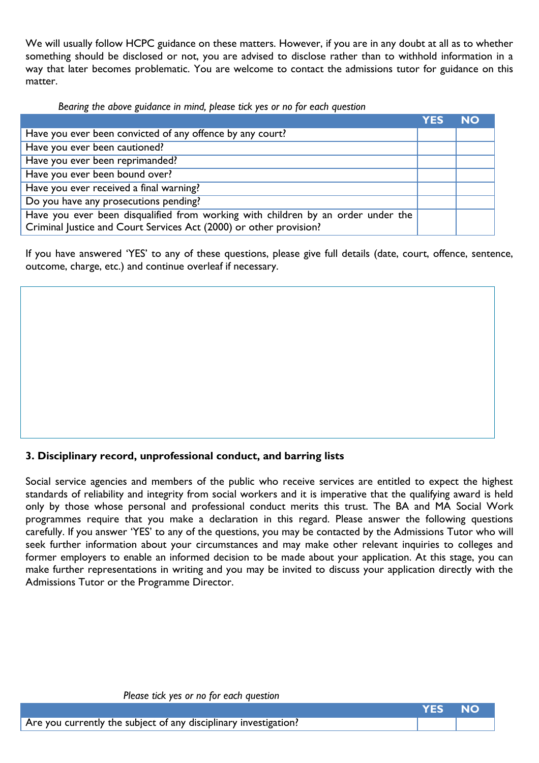We will usually follow HCPC guidance on these matters. However, if you are in any doubt at all as to whether something should be disclosed or not, you are advised to disclose rather than to withhold information in a way that later becomes problematic. You are welcome to contact the admissions tutor for guidance on this matter.

*Bearing the above guidance in mind, please tick yes or no for each question*

| | YES | NO |
|---|---|---|
| Have you ever been convicted of any offence by any court? | | |
| Have you ever been cautioned? | | |
| Have you ever been reprimanded? | | |
| Have you ever been bound over? | | |
| Have you ever received a final warning? | | |
| Do you have any prosecutions pending? | | |
| Have you ever been disqualified from working with children by an order under the Criminal Justice and Court Services Act (2000) or other provision? | | |

If you have answered 'YES' to any of these questions, please give full details (date, court, offence, sentence, outcome, charge, etc.) and continue overleaf if necessary.

### 3. Disciplinary record, unprofessional conduct, and barring lists

Social service agencies and members of the public who receive services are entitled to expect the highest standards of reliability and integrity from social workers and it is imperative that the qualifying award is held only by those whose personal and professional conduct merits this trust. The BA and MA Social Work programmes require that you make a declaration in this regard. Please answer the following questions carefully. If you answer 'YES' to any of the questions, you may be contacted by the Admissions Tutor who will seek further information about your circumstances and may make other relevant inquiries to colleges and former employers to enable an informed decision to be made about your application. At this stage, you can make further representations in writing and you may be invited to discuss your application directly with the Admissions Tutor or the Programme Director.

*Please tick yes or no for each question*

| | YES | NO |
|---|---|---|
| Are you currently the subject of any disciplinary investigation? | | |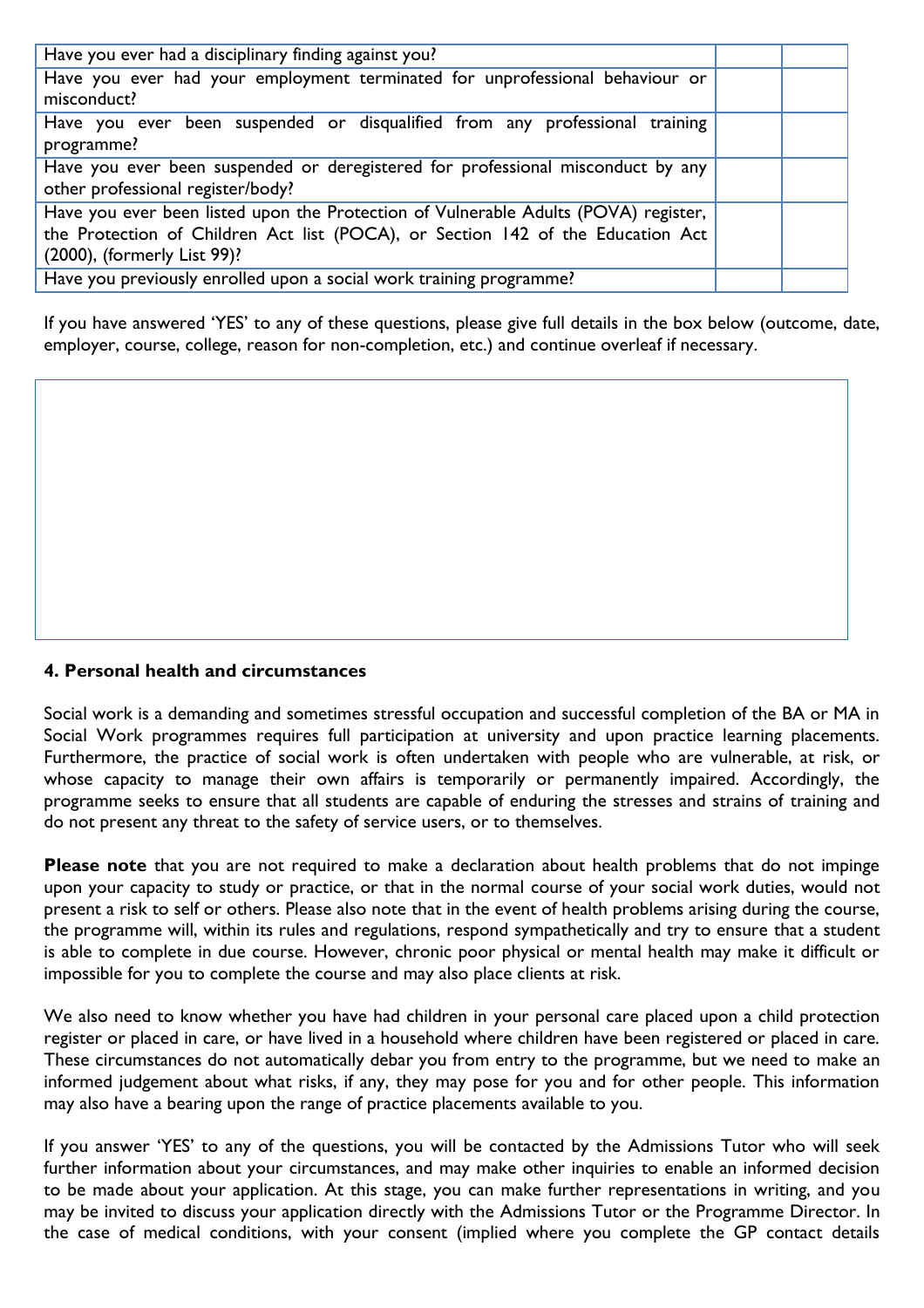| | | |
|---|---|---|
| Have you ever had a disciplinary finding against you? | | |
| Have you ever had your employment terminated for unprofessional behaviour or misconduct? | | |
| Have you ever been suspended or disqualified from any professional training programme? | | |
| Have you ever been suspended or deregistered for professional misconduct by any other professional register/body? | | |
| Have you ever been listed upon the Protection of Vulnerable Adults (POVA) register, the Protection of Children Act list (POCA), or Section 142 of the Education Act (2000), (formerly List 99)? | | |
| Have you previously enrolled upon a social work training programme? | | |

If you have answered 'YES' to any of these questions, please give full details in the box below (outcome, date, employer, course, college, reason for non-completion, etc.) and continue overleaf if necessary.

| |
|---|
| |

**4. Personal health and circumstances**

Social work is a demanding and sometimes stressful occupation and successful completion of the BA or MA in Social Work programmes requires full participation at university and upon practice learning placements. Furthermore, the practice of social work is often undertaken with people who are vulnerable, at risk, or whose capacity to manage their own affairs is temporarily or permanently impaired. Accordingly, the programme seeks to ensure that all students are capable of enduring the stresses and strains of training and do not present any threat to the safety of service users, or to themselves.

**Please note** that you are not required to make a declaration about health problems that do not impinge upon your capacity to study or practice, or that in the normal course of your social work duties, would not present a risk to self or others. Please also note that in the event of health problems arising during the course, the programme will, within its rules and regulations, respond sympathetically and try to ensure that a student is able to complete in due course. However, chronic poor physical or mental health may make it difficult or impossible for you to complete the course and may also place clients at risk.

We also need to know whether you have had children in your personal care placed upon a child protection register or placed in care, or have lived in a household where children have been registered or placed in care. These circumstances do not automatically debar you from entry to the programme, but we need to make an informed judgement about what risks, if any, they may pose for you and for other people. This information may also have a bearing upon the range of practice placements available to you.

If you answer 'YES' to any of the questions, you will be contacted by the Admissions Tutor who will seek further information about your circumstances, and may make other inquiries to enable an informed decision to be made about your application. At this stage, you can make further representations in writing, and you may be invited to discuss your application directly with the Admissions Tutor or the Programme Director. In the case of medical conditions, with your consent (implied where you complete the GP contact details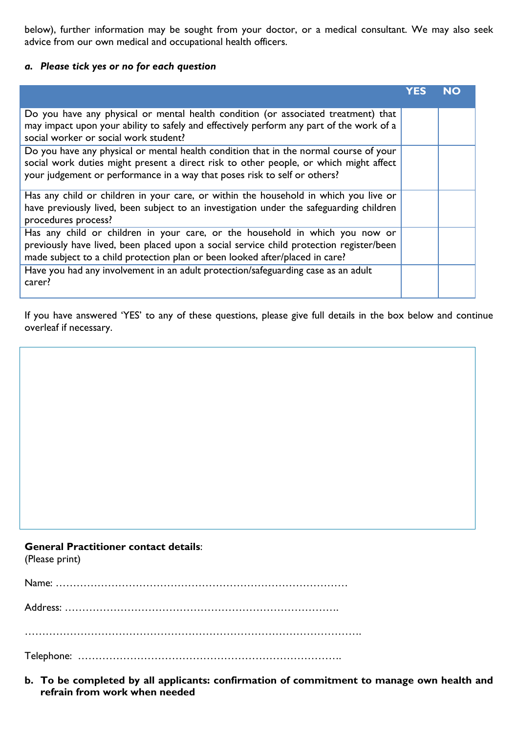below), further information may be sought from your doctor, or a medical consultant. We may also seek advice from our own medical and occupational health officers.

***a. Please tick yes or no for each question***

| | YES | NO |
|---|---|---|
| Do you have any physical or mental health condition (or associated treatment) that may impact upon your ability to safely and effectively perform any part of the work of a social worker or social work student? | | |
| Do you have any physical or mental health condition that in the normal course of your social work duties might present a direct risk to other people, or which might affect your judgement or performance in a way that poses risk to self or others? | | |
| Has any child or children in your care, or within the household in which you live or have previously lived, been subject to an investigation under the safeguarding children procedures process? | | |
| Has any child or children in your care, or the household in which you now or previously have lived, been placed upon a social service child protection register/been made subject to a child protection plan or been looked after/placed in care? | | |
| Have you had any involvement in an adult protection/safeguarding case as an adult carer? | | |

If you have answered 'YES' to any of these questions, please give full details in the box below and continue overleaf if necessary.

**General Practitioner contact details**:
(Please print)

Name: …………………………………………………………………………

Address: …………………………………………………………………….

…………………………………………………………………………………….

Telephone: ………………………………………………………………….

**b. To be completed by all applicants: confirmation of commitment to manage own health and refrain from work when needed**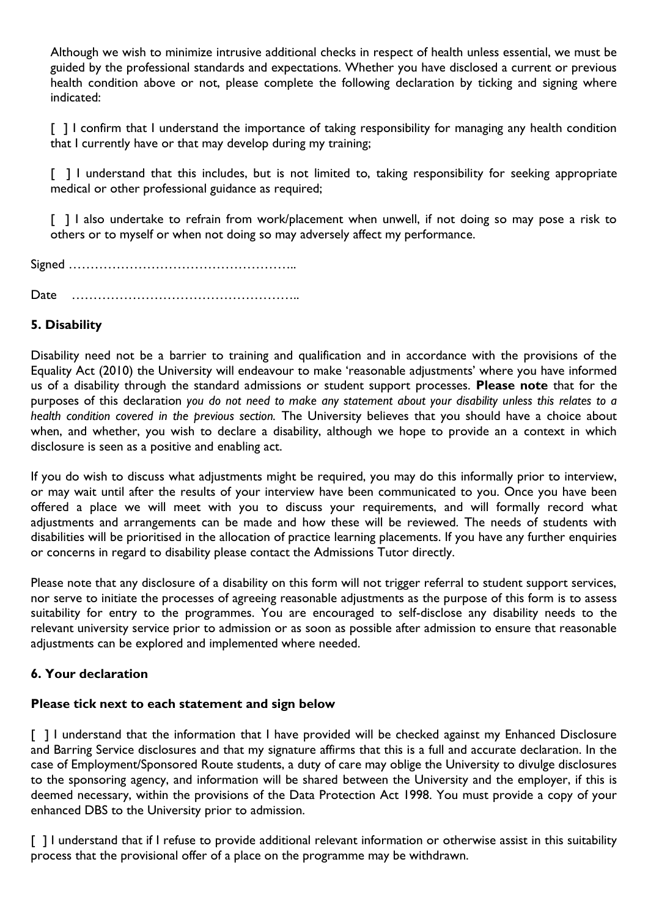Although we wish to minimize intrusive additional checks in respect of health unless essential, we must be guided by the professional standards and expectations. Whether you have disclosed a current or previous health condition above or not, please complete the following declaration by ticking and signing where indicated:

[ ] I confirm that I understand the importance of taking responsibility for managing any health condition that I currently have or that may develop during my training;

[ ] I understand that this includes, but is not limited to, taking responsibility for seeking appropriate medical or other professional guidance as required;

[ ] I also undertake to refrain from work/placement when unwell, if not doing so may pose a risk to others or to myself or when not doing so may adversely affect my performance.

Signed ……………………………………………..

Date ……………………………………………..

## 5. Disability

Disability need not be a barrier to training and qualification and in accordance with the provisions of the Equality Act (2010) the University will endeavour to make 'reasonable adjustments' where you have informed us of a disability through the standard admissions or student support processes. **Please note** that for the purposes of this declaration *you do not need to make any statement about your disability unless this relates to a health condition covered in the previous section.* The University believes that you should have a choice about when, and whether, you wish to declare a disability, although we hope to provide an a context in which disclosure is seen as a positive and enabling act.

If you do wish to discuss what adjustments might be required, you may do this informally prior to interview, or may wait until after the results of your interview have been communicated to you. Once you have been offered a place we will meet with you to discuss your requirements, and will formally record what adjustments and arrangements can be made and how these will be reviewed. The needs of students with disabilities will be prioritised in the allocation of practice learning placements. If you have any further enquiries or concerns in regard to disability please contact the Admissions Tutor directly.

Please note that any disclosure of a disability on this form will not trigger referral to student support services, nor serve to initiate the processes of agreeing reasonable adjustments as the purpose of this form is to assess suitability for entry to the programmes. You are encouraged to self-disclose any disability needs to the relevant university service prior to admission or as soon as possible after admission to ensure that reasonable adjustments can be explored and implemented where needed.

## 6. Your declaration

**Please tick next to each statement and sign below**

[ ] I understand that the information that I have provided will be checked against my Enhanced Disclosure and Barring Service disclosures and that my signature affirms that this is a full and accurate declaration. In the case of Employment/Sponsored Route students, a duty of care may oblige the University to divulge disclosures to the sponsoring agency, and information will be shared between the University and the employer, if this is deemed necessary, within the provisions of the Data Protection Act 1998. You must provide a copy of your enhanced DBS to the University prior to admission.

[ ] I understand that if I refuse to provide additional relevant information or otherwise assist in this suitability process that the provisional offer of a place on the programme may be withdrawn.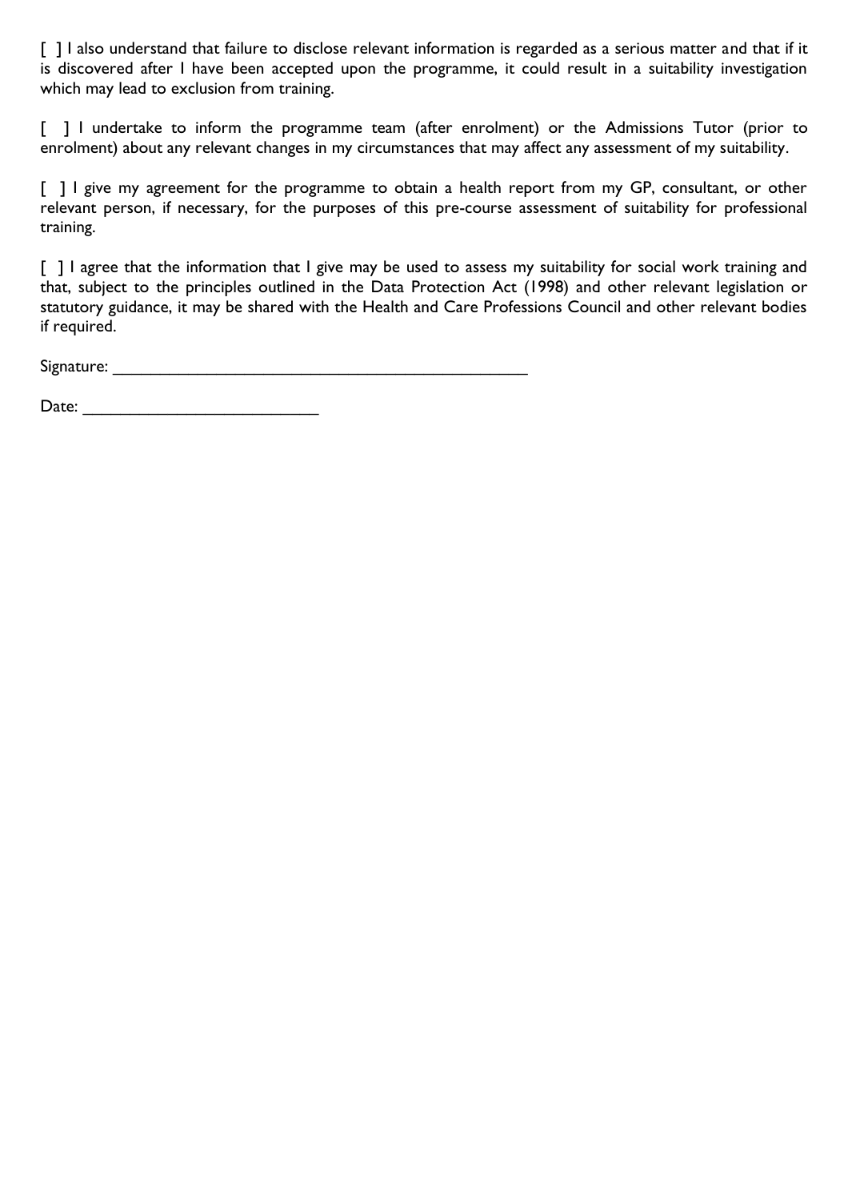[ ] I also understand that failure to disclose relevant information is regarded as a serious matter and that if it is discovered after I have been accepted upon the programme, it could result in a suitability investigation which may lead to exclusion from training.

[ ] I undertake to inform the programme team (after enrolment) or the Admissions Tutor (prior to enrolment) about any relevant changes in my circumstances that may affect any assessment of my suitability.

[ ] I give my agreement for the programme to obtain a health report from my GP, consultant, or other relevant person, if necessary, for the purposes of this pre-course assessment of suitability for professional training.

[ ] I agree that the information that I give may be used to assess my suitability for social work training and that, subject to the principles outlined in the Data Protection Act (1998) and other relevant legislation or statutory guidance, it may be shared with the Health and Care Professions Council and other relevant bodies if required.

Signature: _______________________________________________

Date: __________________________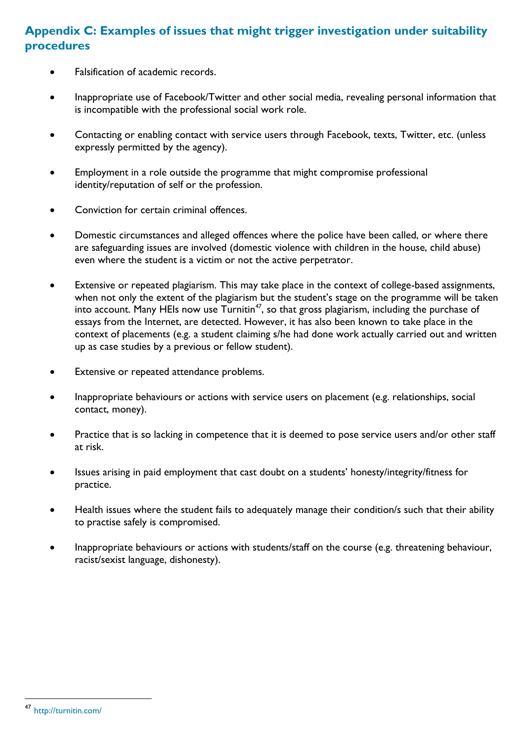## Appendix C: Examples of issues that might trigger investigation under suitability procedures

- Falsification of academic records.
- Inappropriate use of Facebook/Twitter and other social media, revealing personal information that is incompatible with the professional social work role.
- Contacting or enabling contact with service users through Facebook, texts, Twitter, etc. (unless expressly permitted by the agency).
- Employment in a role outside the programme that might compromise professional identity/reputation of self or the profession.
- Conviction for certain criminal offences.
- Domestic circumstances and alleged offences where the police have been called, or where there are safeguarding issues are involved (domestic violence with children in the house, child abuse) even where the student is a victim or not the active perpetrator.
- Extensive or repeated plagiarism. This may take place in the context of college-based assignments, when not only the extent of the plagiarism but the student's stage on the programme will be taken into account. Many HEIs now use Turnitin[47], so that gross plagiarism, including the purchase of essays from the Internet, are detected. However, it has also been known to take place in the context of placements (e.g. a student claiming s/he had done work actually carried out and written up as case studies by a previous or fellow student).
- Extensive or repeated attendance problems.
- Inappropriate behaviours or actions with service users on placement (e.g. relationships, social contact, money).
- Practice that is so lacking in competence that it is deemed to pose service users and/or other staff at risk.
- Issues arising in paid employment that cast doubt on a students' honesty/integrity/fitness for practice.
- Health issues where the student fails to adequately manage their condition/s such that their ability to practise safely is compromised.
- Inappropriate behaviours or actions with students/staff on the course (e.g. threatening behaviour, racist/sexist language, dishonesty).

[47] http://turnitin.com/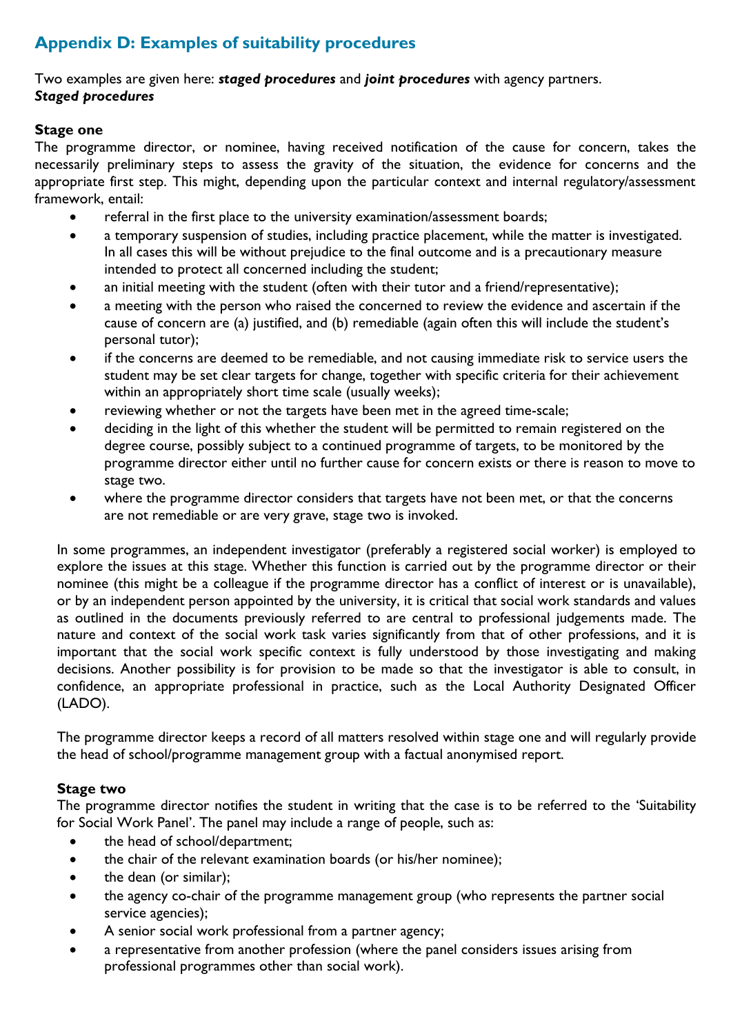## Appendix D: Examples of suitability procedures

Two examples are given here: ***staged procedures*** and ***joint procedures*** with agency partners.

***Staged procedures***

**Stage one**

The programme director, or nominee, having received notification of the cause for concern, takes the necessarily preliminary steps to assess the gravity of the situation, the evidence for concerns and the appropriate first step. This might, depending upon the particular context and internal regulatory/assessment framework, entail:

- referral in the first place to the university examination/assessment boards;
- a temporary suspension of studies, including practice placement, while the matter is investigated. In all cases this will be without prejudice to the final outcome and is a precautionary measure intended to protect all concerned including the student;
- an initial meeting with the student (often with their tutor and a friend/representative);
- a meeting with the person who raised the concerned to review the evidence and ascertain if the cause of concern are (a) justified, and (b) remediable (again often this will include the student's personal tutor);
- if the concerns are deemed to be remediable, and not causing immediate risk to service users the student may be set clear targets for change, together with specific criteria for their achievement within an appropriately short time scale (usually weeks);
- reviewing whether or not the targets have been met in the agreed time-scale;
- deciding in the light of this whether the student will be permitted to remain registered on the degree course, possibly subject to a continued programme of targets, to be monitored by the programme director either until no further cause for concern exists or there is reason to move to stage two.
- where the programme director considers that targets have not been met, or that the concerns are not remediable or are very grave, stage two is invoked.

In some programmes, an independent investigator (preferably a registered social worker) is employed to explore the issues at this stage. Whether this function is carried out by the programme director or their nominee (this might be a colleague if the programme director has a conflict of interest or is unavailable), or by an independent person appointed by the university, it is critical that social work standards and values as outlined in the documents previously referred to are central to professional judgements made. The nature and context of the social work task varies significantly from that of other professions, and it is important that the social work specific context is fully understood by those investigating and making decisions. Another possibility is for provision to be made so that the investigator is able to consult, in confidence, an appropriate professional in practice, such as the Local Authority Designated Officer (LADO).

The programme director keeps a record of all matters resolved within stage one and will regularly provide the head of school/programme management group with a factual anonymised report.

**Stage two**

The programme director notifies the student in writing that the case is to be referred to the 'Suitability for Social Work Panel'. The panel may include a range of people, such as:

- the head of school/department;
- the chair of the relevant examination boards (or his/her nominee);
- the dean (or similar);
- the agency co-chair of the programme management group (who represents the partner social service agencies);
- A senior social work professional from a partner agency;
- a representative from another profession (where the panel considers issues arising from professional programmes other than social work).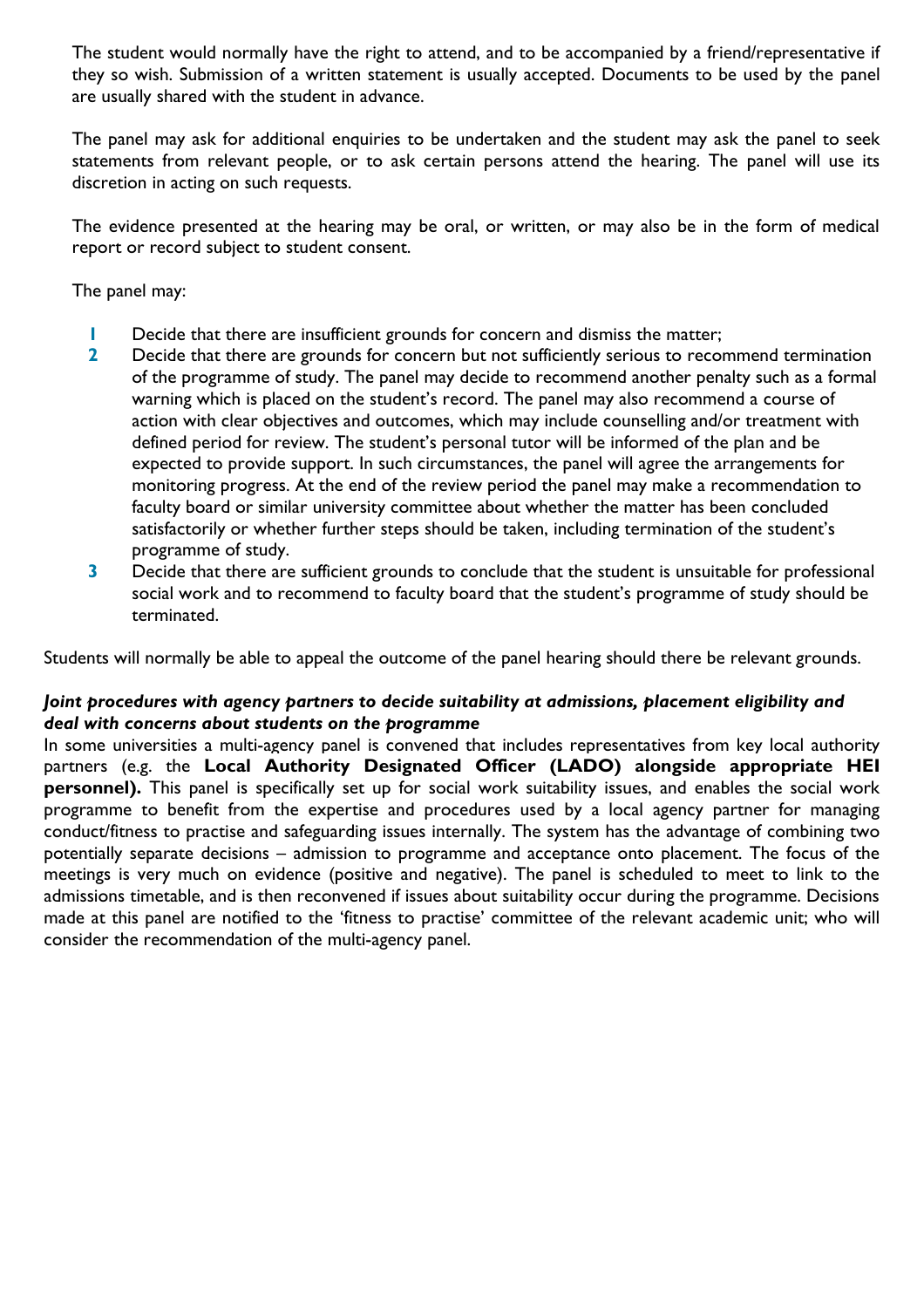The student would normally have the right to attend, and to be accompanied by a friend/representative if they so wish. Submission of a written statement is usually accepted. Documents to be used by the panel are usually shared with the student in advance.

The panel may ask for additional enquiries to be undertaken and the student may ask the panel to seek statements from relevant people, or to ask certain persons attend the hearing. The panel will use its discretion in acting on such requests.

The evidence presented at the hearing may be oral, or written, or may also be in the form of medical report or record subject to student consent.

The panel may:

1. Decide that there are insufficient grounds for concern and dismiss the matter;
2. Decide that there are grounds for concern but not sufficiently serious to recommend termination of the programme of study. The panel may decide to recommend another penalty such as a formal warning which is placed on the student's record. The panel may also recommend a course of action with clear objectives and outcomes, which may include counselling and/or treatment with defined period for review. The student's personal tutor will be informed of the plan and be expected to provide support. In such circumstances, the panel will agree the arrangements for monitoring progress. At the end of the review period the panel may make a recommendation to faculty board or similar university committee about whether the matter has been concluded satisfactorily or whether further steps should be taken, including termination of the student's programme of study.
3. Decide that there are sufficient grounds to conclude that the student is unsuitable for professional social work and to recommend to faculty board that the student's programme of study should be terminated.

Students will normally be able to appeal the outcome of the panel hearing should there be relevant grounds.

***Joint procedures with agency partners to decide suitability at admissions, placement eligibility and deal with concerns about students on the programme***

In some universities a multi-agency panel is convened that includes representatives from key local authority partners (e.g. the **Local Authority Designated Officer (LADO) alongside appropriate HEI personnel).** This panel is specifically set up for social work suitability issues, and enables the social work programme to benefit from the expertise and procedures used by a local agency partner for managing conduct/fitness to practise and safeguarding issues internally. The system has the advantage of combining two potentially separate decisions – admission to programme and acceptance onto placement. The focus of the meetings is very much on evidence (positive and negative). The panel is scheduled to meet to link to the admissions timetable, and is then reconvened if issues about suitability occur during the programme. Decisions made at this panel are notified to the 'fitness to practise' committee of the relevant academic unit; who will consider the recommendation of the multi-agency panel.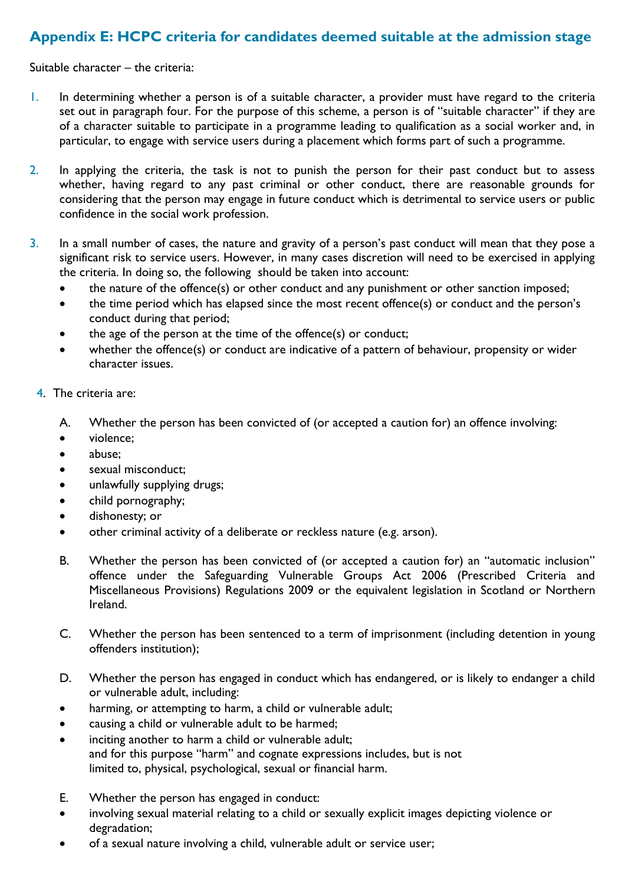## Appendix E: HCPC criteria for candidates deemed suitable at the admission stage

Suitable character – the criteria:

1. In determining whether a person is of a suitable character, a provider must have regard to the criteria set out in paragraph four. For the purpose of this scheme, a person is of "suitable character" if they are of a character suitable to participate in a programme leading to qualification as a social worker and, in particular, to engage with service users during a placement which forms part of such a programme.

2. In applying the criteria, the task is not to punish the person for their past conduct but to assess whether, having regard to any past criminal or other conduct, there are reasonable grounds for considering that the person may engage in future conduct which is detrimental to service users or public confidence in the social work profession.

3. In a small number of cases, the nature and gravity of a person's past conduct will mean that they pose a significant risk to service users. However, in many cases discretion will need to be exercised in applying the criteria. In doing so, the following should be taken into account:
   - the nature of the offence(s) or other conduct and any punishment or other sanction imposed;
   - the time period which has elapsed since the most recent offence(s) or conduct and the person's conduct during that period;
   - the age of the person at the time of the offence(s) or conduct;
   - whether the offence(s) or conduct are indicative of a pattern of behaviour, propensity or wider character issues.

4. The criteria are:

   A. Whether the person has been convicted of (or accepted a caution for) an offence involving:
   - violence;
   - abuse;
   - sexual misconduct;
   - unlawfully supplying drugs;
   - child pornography;
   - dishonesty; or
   - other criminal activity of a deliberate or reckless nature (e.g. arson).

   B. Whether the person has been convicted of (or accepted a caution for) an "automatic inclusion" offence under the Safeguarding Vulnerable Groups Act 2006 (Prescribed Criteria and Miscellaneous Provisions) Regulations 2009 or the equivalent legislation in Scotland or Northern Ireland.

   C. Whether the person has been sentenced to a term of imprisonment (including detention in young offenders institution);

   D. Whether the person has engaged in conduct which has endangered, or is likely to endanger a child or vulnerable adult, including:
   - harming, or attempting to harm, a child or vulnerable adult;
   - causing a child or vulnerable adult to be harmed;
   - inciting another to harm a child or vulnerable adult;
     and for this purpose "harm" and cognate expressions includes, but is not limited to, physical, psychological, sexual or financial harm.

   E. Whether the person has engaged in conduct:
   - involving sexual material relating to a child or sexually explicit images depicting violence or degradation;
   - of a sexual nature involving a child, vulnerable adult or service user;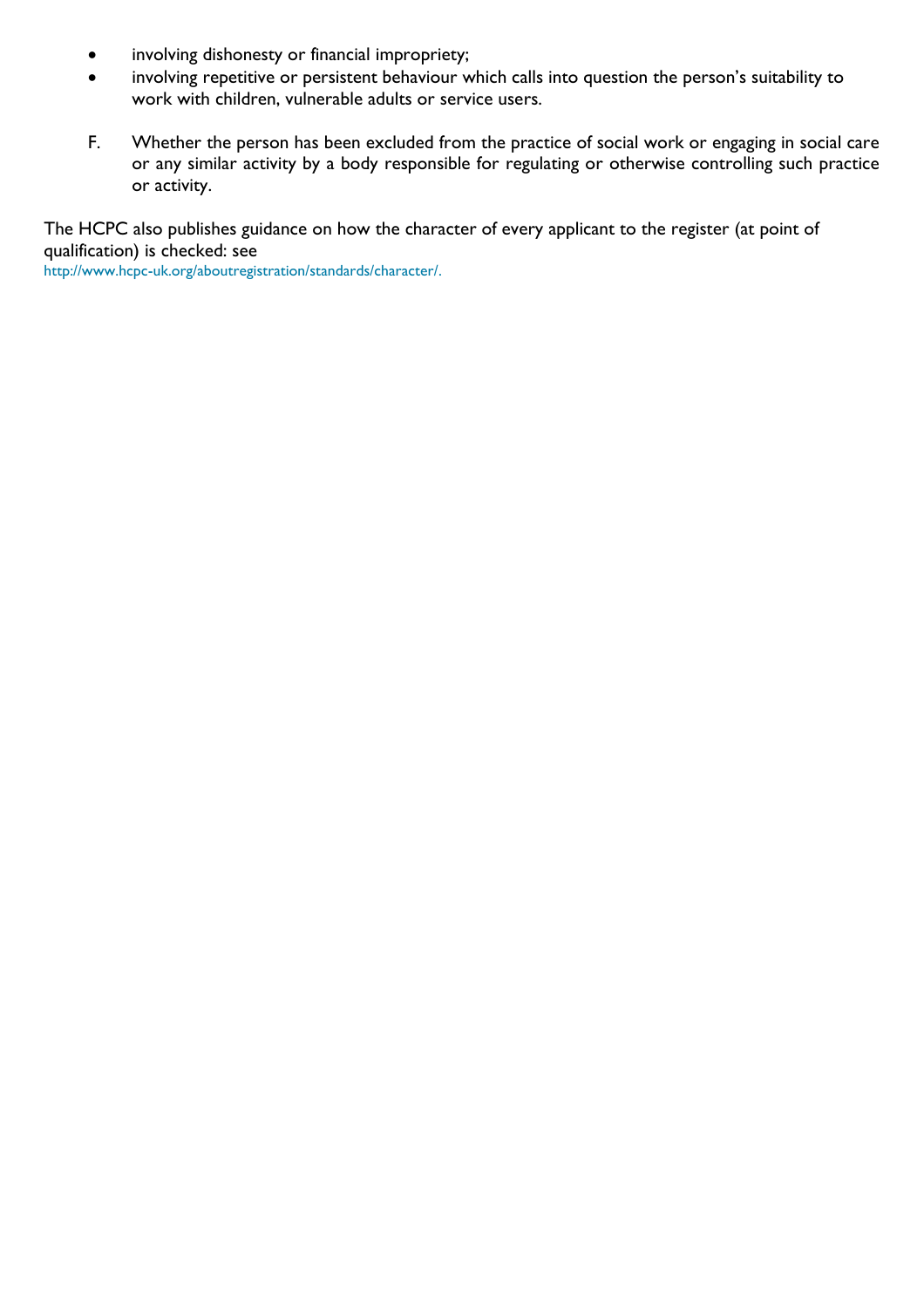- involving dishonesty or financial impropriety;
- involving repetitive or persistent behaviour which calls into question the person's suitability to work with children, vulnerable adults or service users.

F. Whether the person has been excluded from the practice of social work or engaging in social care or any similar activity by a body responsible for regulating or otherwise controlling such practice or activity.

The HCPC also publishes guidance on how the character of every applicant to the register (at point of qualification) is checked: see http://www.hcpc-uk.org/aboutregistration/standards/character/.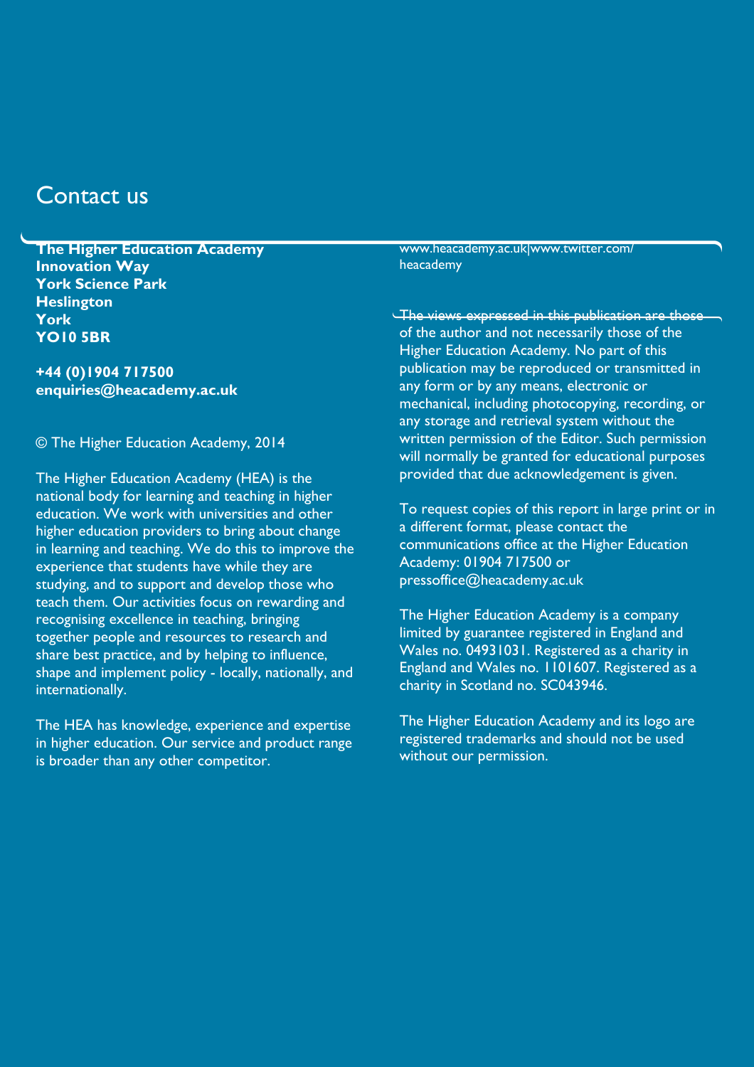# Contact us

**The Higher Education Academy**
**Innovation Way**
**York Science Park**
**Heslington**
**York**
**YO10 5BR**

**+44 (0)1904 717500**
**enquiries@heacademy.ac.uk**

© The Higher Education Academy, 2014

The Higher Education Academy (HEA) is the national body for learning and teaching in higher education. We work with universities and other higher education providers to bring about change in learning and teaching. We do this to improve the experience that students have while they are studying, and to support and develop those who teach them. Our activities focus on rewarding and recognising excellence in teaching, bringing together people and resources to research and share best practice, and by helping to influence, shape and implement policy - locally, nationally, and internationally.

The HEA has knowledge, experience and expertise in higher education. Our service and product range is broader than any other competitor.

www.heacademy.ac.uk|www.twitter.com/heacademy

The views expressed in this publication are those of the author and not necessarily those of the Higher Education Academy. No part of this publication may be reproduced or transmitted in any form or by any means, electronic or mechanical, including photocopying, recording, or any storage and retrieval system without the written permission of the Editor. Such permission will normally be granted for educational purposes provided that due acknowledgement is given.

To request copies of this report in large print or in a different format, please contact the communications office at the Higher Education Academy: 01904 717500 or pressoffice@heacademy.ac.uk

The Higher Education Academy is a company limited by guarantee registered in England and Wales no. 04931031. Registered as a charity in England and Wales no. 1101607. Registered as a charity in Scotland no. SC043946.

The Higher Education Academy and its logo are registered trademarks and should not be used without our permission.